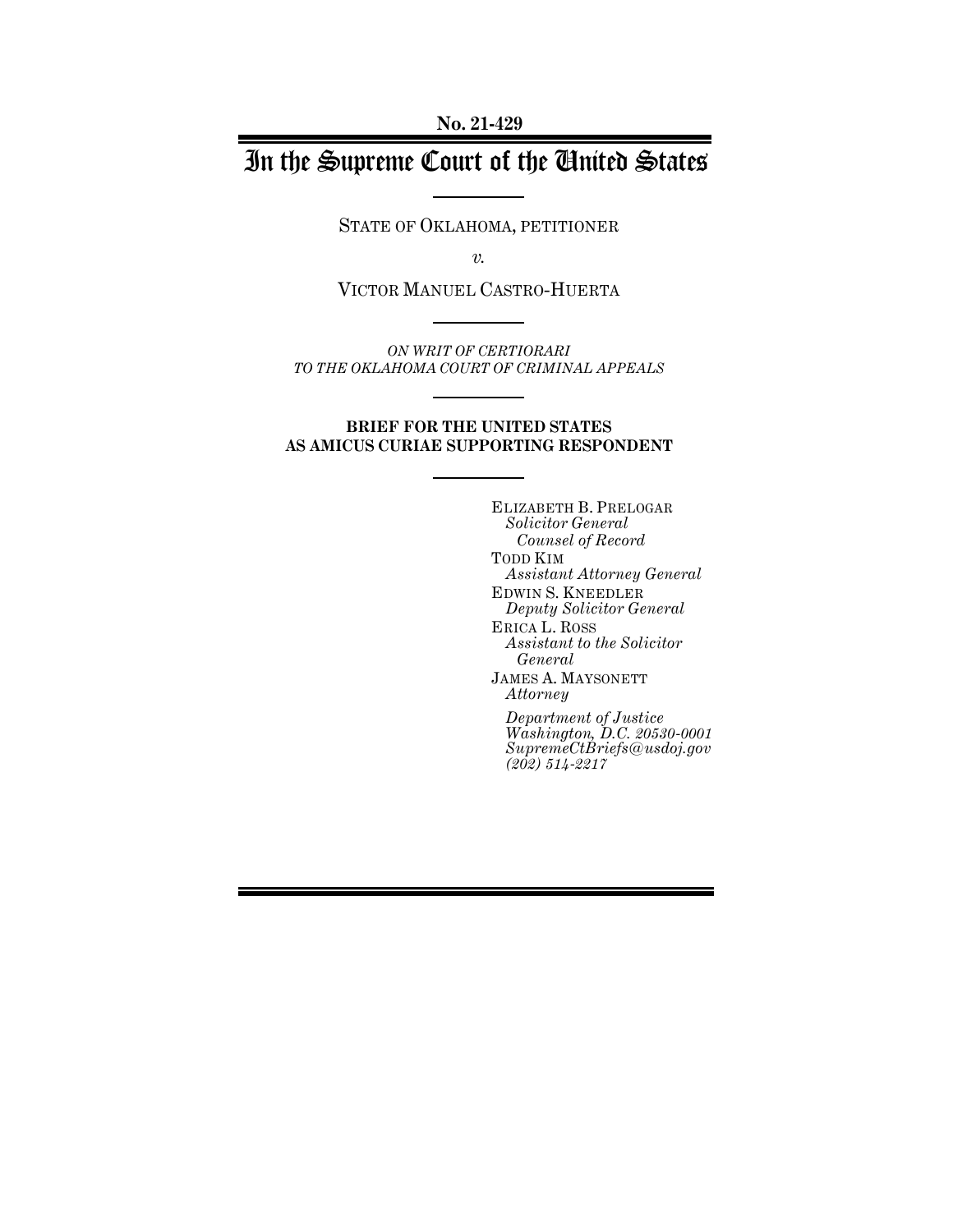No. 21-429

# In the Supreme Court of the United States

STATE OF OKLAHOMA, PETITIONER

*v.*

VICTOR MANUEL CASTRO-HUERTA

*ON WRIT OF CERTIORARI TO THE OKLAHOMA COURT OF CRIMINAL APPEALS*

**BRIEF FOR THE UNITED STATES AS AMICUS CURIAE SUPPORTING RESPONDENT**

ELIZABETH B. PRELOGAR
*Solicitor General*
*Counsel of Record*
TODD KIM
*Assistant Attorney General*
EDWIN S. KNEEDLER
*Deputy Solicitor General*
ERICA L. ROSS
*Assistant to the Solicitor General*
JAMES A. MAYSONETT
*Attorney*

*Department of Justice*
*Washington, D.C. 20530-0001*
*SupremeCtBriefs@usdoj.gov*
*(202) 514-2217*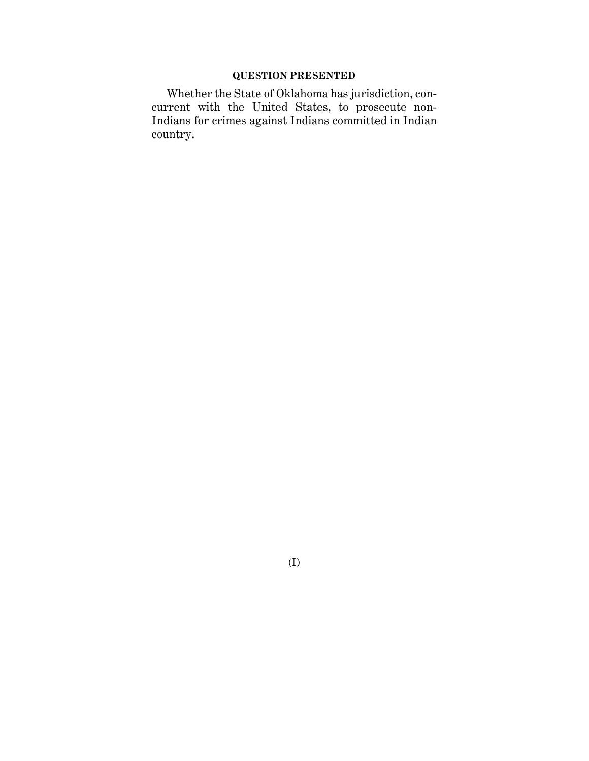## QUESTION PRESENTED

Whether the State of Oklahoma has jurisdiction, concurrent with the United States, to prosecute non-Indians for crimes against Indians committed in Indian country.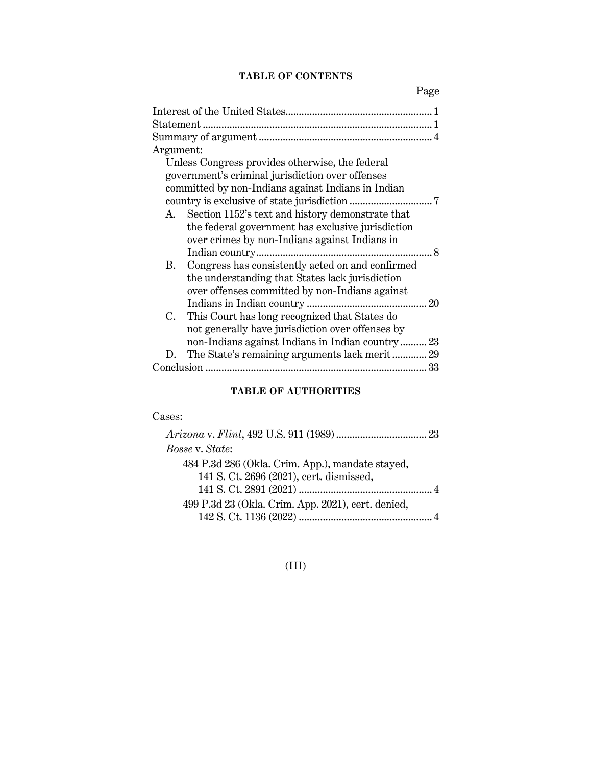## TABLE OF CONTENTS

| | Page |
|---|---|
| Interest of the United States | 1 |
| Statement | 1 |
| Summary of argument | 4 |
| Argument: | |
| Unless Congress provides otherwise, the federal government's criminal jurisdiction over offenses committed by non-Indians against Indians in Indian country is exclusive of state jurisdiction | 7 |
| A. Section 1152's text and history demonstrate that the federal government has exclusive jurisdiction over crimes by non-Indians against Indians in Indian country | 8 |
| B. Congress has consistently acted on and confirmed the understanding that States lack jurisdiction over offenses committed by non-Indians against Indians in Indian country | 20 |
| C. This Court has long recognized that States do not generally have jurisdiction over offenses by non-Indians against Indians in Indian country | 23 |
| D. The State's remaining arguments lack merit | 29 |
| Conclusion | 33 |

## TABLE OF AUTHORITIES

Cases:

| | |
|---|---|
| *Arizona* v. *Flint*, 492 U.S. 911 (1989) | 23 |
| *Bosse* v. *State*: | |
| 484 P.3d 286 (Okla. Crim. App.), mandate stayed, 141 S. Ct. 2696 (2021), cert. dismissed, 141 S. Ct. 2891 (2021) | 4 |
| 499 P.3d 23 (Okla. Crim. App. 2021), cert. denied, 142 S. Ct. 1136 (2022) | 4 |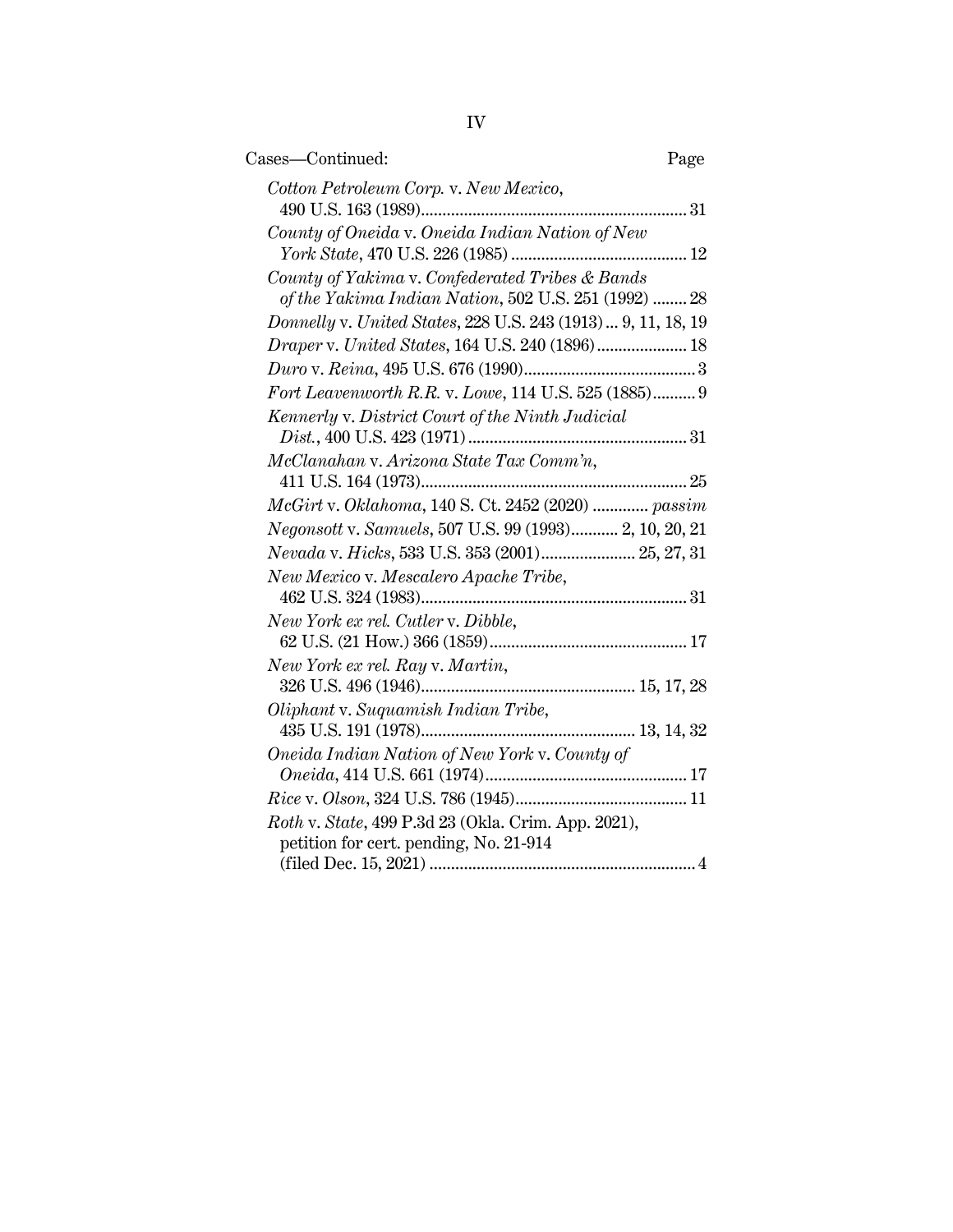Cases—Continued: Page

*Cotton Petroleum Corp.* v. *New Mexico*, 490 U.S. 163 (1989) .......... 31

*County of Oneida* v. *Oneida Indian Nation of New York State*, 470 U.S. 226 (1985) .......... 12

*County of Yakima* v. *Confederated Tribes & Bands of the Yakima Indian Nation*, 502 U.S. 251 (1992) .......... 28

*Donnelly* v. *United States*, 228 U.S. 243 (1913) ... 9, 11, 18, 19

*Draper* v. *United States*, 164 U.S. 240 (1896) .......... 18

*Duro* v. *Reina*, 495 U.S. 676 (1990) .......... 3

*Fort Leavenworth R.R.* v. *Lowe*, 114 U.S. 525 (1885) .......... 9

*Kennerly* v. *District Court of the Ninth Judicial Dist.*, 400 U.S. 423 (1971) .......... 31

*McClanahan* v. *Arizona State Tax Comm'n*, 411 U.S. 164 (1973) .......... 25

*McGirt* v. *Oklahoma*, 140 S. Ct. 2452 (2020) .......... *passim*

*Negonsott* v. *Samuels*, 507 U.S. 99 (1993) .......... 2, 10, 20, 21

*Nevada* v. *Hicks*, 533 U.S. 353 (2001) .......... 25, 27, 31

*New Mexico* v. *Mescalero Apache Tribe*, 462 U.S. 324 (1983) .......... 31

*New York ex rel. Cutler* v. *Dibble*, 62 U.S. (21 How.) 366 (1859) .......... 17

*New York ex rel. Ray* v. *Martin*, 326 U.S. 496 (1946) .......... 15, 17, 28

*Oliphant* v. *Suquamish Indian Tribe*, 435 U.S. 191 (1978) .......... 13, 14, 32

*Oneida Indian Nation of New York* v. *County of Oneida*, 414 U.S. 661 (1974) .......... 17

*Rice* v. *Olson*, 324 U.S. 786 (1945) .......... 11

*Roth* v. *State*, 499 P.3d 23 (Okla. Crim. App. 2021), petition for cert. pending, No. 21-914 (filed Dec. 15, 2021) .......... 4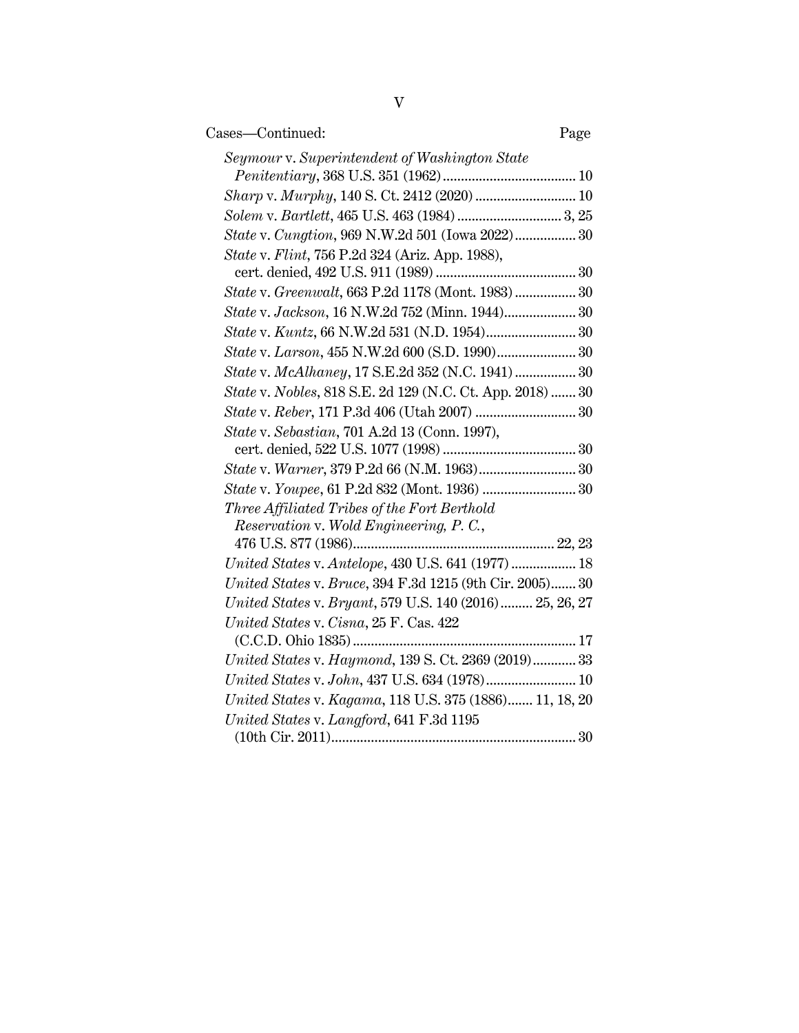Cases—Continued: Page

*Seymour* v. *Superintendent of Washington State Penitentiary*, 368 U.S. 351 (1962) .................................... 10

*Sharp* v. *Murphy*, 140 S. Ct. 2412 (2020) ........................... 10

*Solem* v. *Bartlett*, 465 U.S. 463 (1984) ............................ 3, 25

*State* v. *Cungtion*, 969 N.W.2d 501 (Iowa 2022)................ 30

*State* v. *Flint*, 756 P.2d 324 (Ariz. App. 1988), cert. denied, 492 U.S. 911 (1989) ...................................... 30

*State* v. *Greenwalt*, 663 P.2d 1178 (Mont. 1983) ................ 30

*State* v. *Jackson*, 16 N.W.2d 752 (Minn. 1944).................... 30

*State* v. *Kuntz*, 66 N.W.2d 531 (N.D. 1954)......................... 30

*State* v. *Larson*, 455 N.W.2d 600 (S.D. 1990)...................... 30

*State* v. *McAlhaney*, 17 S.E.2d 352 (N.C. 1941) ................. 30

*State* v. *Nobles*, 818 S.E. 2d 129 (N.C. Ct. App. 2018) ....... 30

*State* v. *Reber*, 171 P.3d 406 (Utah 2007) ........................... 30

*State* v. *Sebastian*, 701 A.2d 13 (Conn. 1997), cert. denied, 522 U.S. 1077 (1998) .................................... 30

*State* v. *Warner*, 379 P.2d 66 (N.M. 1963).......................... 30

*State* v. *Youpee*, 61 P.2d 832 (Mont. 1936) ......................... 30

*Three Affiliated Tribes of the Fort Berthold Reservation* v. *Wold Engineering, P. C.*, 476 U.S. 877 (1986)....................................................... 22, 23

*United States* v. *Antelope*, 430 U.S. 641 (1977) .................. 18

*United States* v. *Bruce*, 394 F.3d 1215 (9th Cir. 2005)....... 30

*United States* v. *Bryant*, 579 U.S. 140 (2016)......... 25, 26, 27

*United States* v. *Cisna*, 25 F. Cas. 422 (C.C.D. Ohio 1835) ............................................................. 17

*United States* v. *Haymond*, 139 S. Ct. 2369 (2019)............ 33

*United States* v. *John*, 437 U.S. 634 (1978)......................... 10

*United States* v. *Kagama*, 118 U.S. 375 (1886)....... 11, 18, 20

*United States* v. *Langford*, 641 F.3d 1195 (10th Cir. 2011)................................................................... 30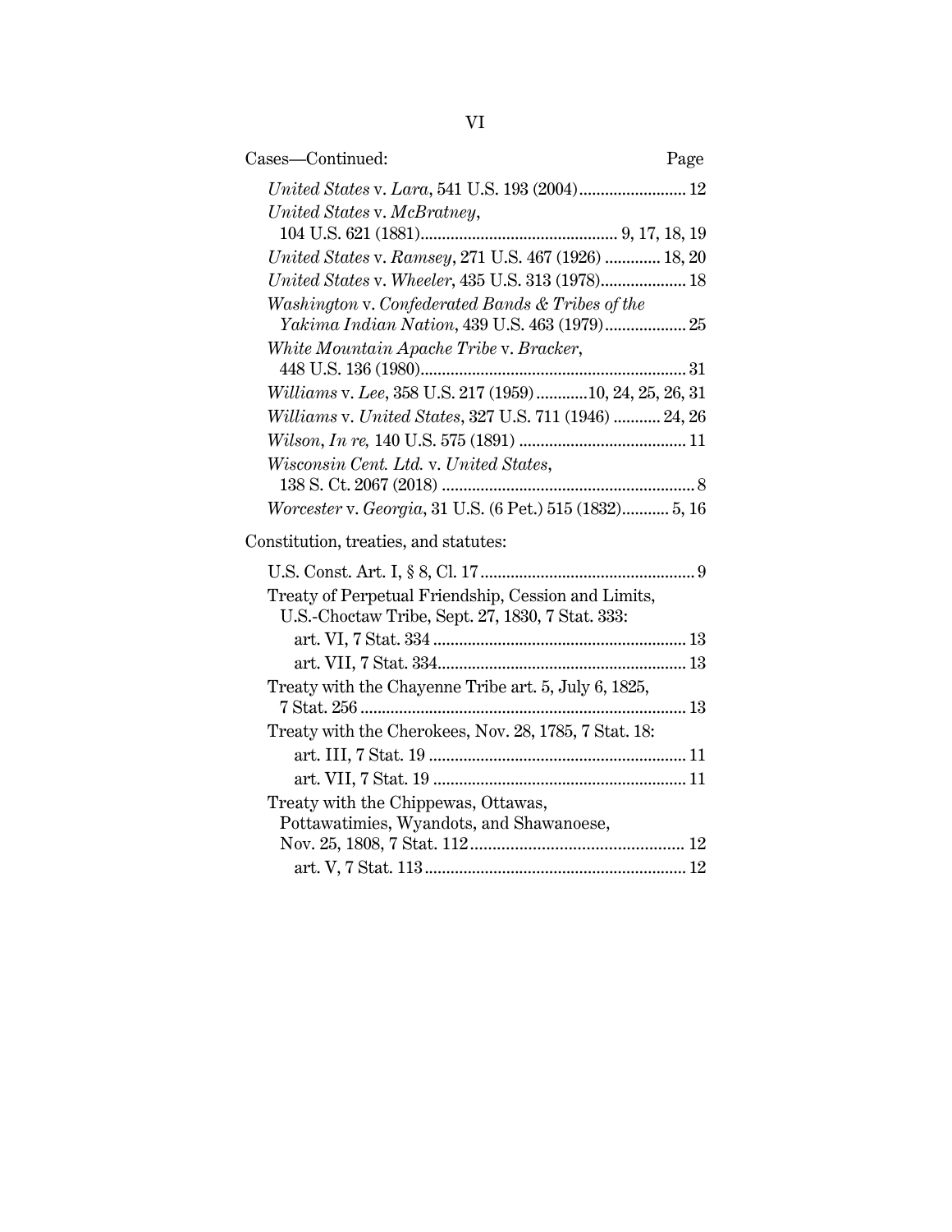Cases—Continued: Page

*United States* v. *Lara*, 541 U.S. 193 (2004) ......................... 12

*United States* v. *McBratney*, 104 U.S. 621 (1881) ............................................ 9, 17, 18, 19

*United States* v. *Ramsey*, 271 U.S. 467 (1926) ............. 18, 20

*United States* v. *Wheeler*, 435 U.S. 313 (1978) .................... 18

*Washington* v. *Confederated Bands & Tribes of the Yakima Indian Nation*, 439 U.S. 463 (1979) ................... 25

*White Mountain Apache Tribe* v. *Bracker*, 448 U.S. 136 (1980) ............................................................ 31

*Williams* v. *Lee*, 358 U.S. 217 (1959) ............ 10, 24, 25, 26, 31

*Williams* v. *United States*, 327 U.S. 711 (1946) ........... 24, 26

*Wilson*, *In re*, 140 U.S. 575 (1891) ....................................... 11

*Wisconsin Cent. Ltd.* v. *United States*, 138 S. Ct. 2067 (2018) ........................................................... 8

*Worcester* v. *Georgia*, 31 U.S. (6 Pet.) 515 (1832) ........... 5, 16

Constitution, treaties, and statutes:

U.S. Const. Art. I, § 8, Cl. 17 .................................................. 9

Treaty of Perpetual Friendship, Cession and Limits, U.S.-Choctaw Tribe, Sept. 27, 1830, 7 Stat. 333:

- art. VI, 7 Stat. 334 ........................................................... 13
- art. VII, 7 Stat. 334 .......................................................... 13

Treaty with the Chayenne Tribe art. 5, July 6, 1825, 7 Stat. 256 ............................................................................ 13

Treaty with the Cherokees, Nov. 28, 1785, 7 Stat. 18:

- art. III, 7 Stat. 19 ............................................................ 11
- art. VII, 7 Stat. 19 ........................................................... 11

Treaty with the Chippewas, Ottawas, Pottawatimies, Wyandots, and Shawanoese, Nov. 25, 1808, 7 Stat. 112 ................................................ 12

- art. V, 7 Stat. 113 ............................................................. 12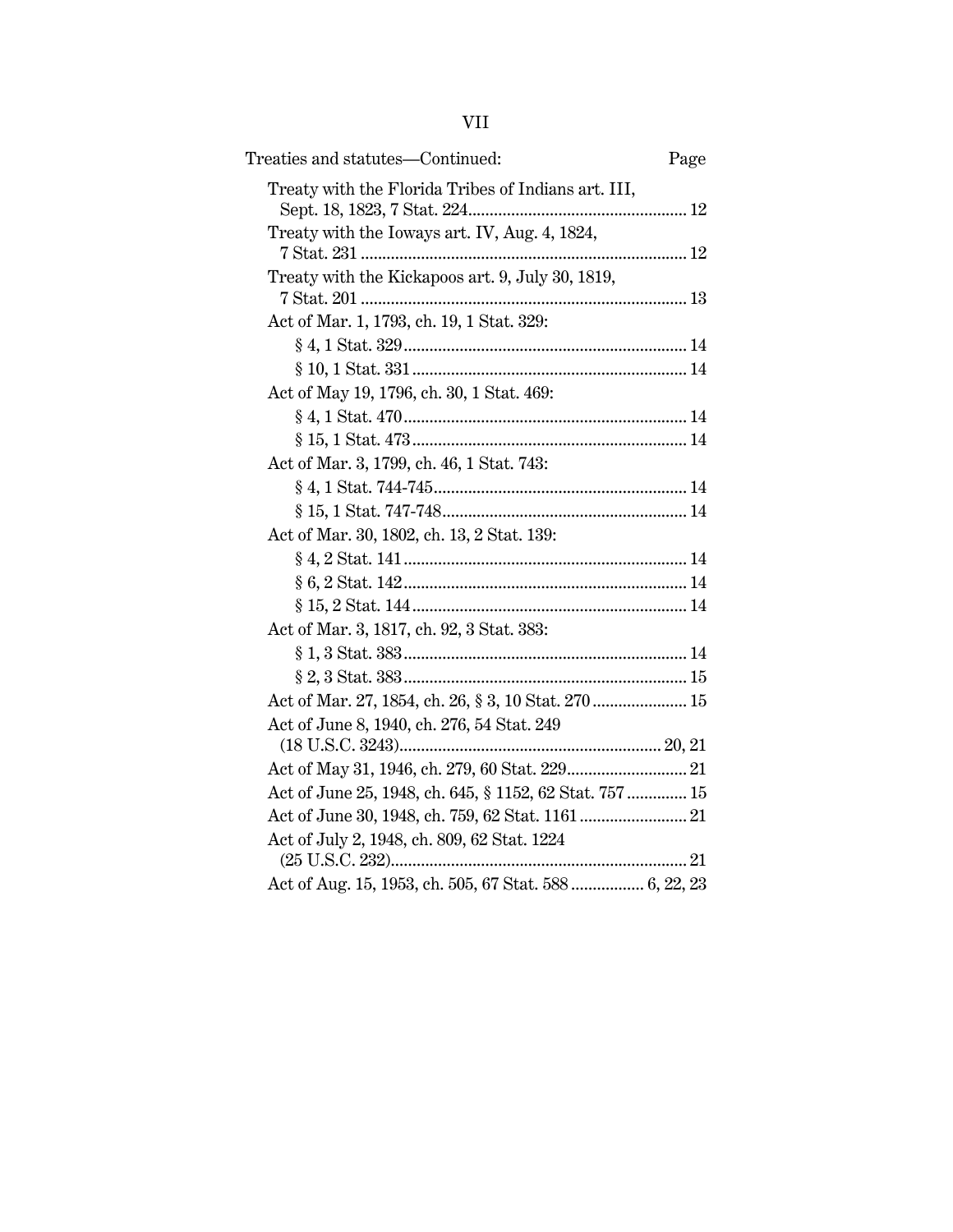Treaties and statutes—Continued: Page

Treaty with the Florida Tribes of Indians art. III, Sept. 18, 1823, 7 Stat. 224 .......... 12

Treaty with the Ioways art. IV, Aug. 4, 1824, 7 Stat. 231 .......... 12

Treaty with the Kickapoos art. 9, July 30, 1819, 7 Stat. 201 .......... 13

Act of Mar. 1, 1793, ch. 19, 1 Stat. 329:

- § 4, 1 Stat. 329 .......... 14
- § 10, 1 Stat. 331 .......... 14

Act of May 19, 1796, ch. 30, 1 Stat. 469:

- § 4, 1 Stat. 470 .......... 14
- § 15, 1 Stat. 473 .......... 14

Act of Mar. 3, 1799, ch. 46, 1 Stat. 743:

- § 4, 1 Stat. 744-745 .......... 14
- § 15, 1 Stat. 747-748 .......... 14

Act of Mar. 30, 1802, ch. 13, 2 Stat. 139:

- § 4, 2 Stat. 141 .......... 14
- § 6, 2 Stat. 142 .......... 14
- § 15, 2 Stat. 144 .......... 14

Act of Mar. 3, 1817, ch. 92, 3 Stat. 383:

- § 1, 3 Stat. 383 .......... 14
- § 2, 3 Stat. 383 .......... 15

Act of Mar. 27, 1854, ch. 26, § 3, 10 Stat. 270 .......... 15

Act of June 8, 1940, ch. 276, 54 Stat. 249 (18 U.S.C. 3243) .......... 20, 21

Act of May 31, 1946, ch. 279, 60 Stat. 229 .......... 21

Act of June 25, 1948, ch. 645, § 1152, 62 Stat. 757 .......... 15

Act of June 30, 1948, ch. 759, 62 Stat. 1161 .......... 21

Act of July 2, 1948, ch. 809, 62 Stat. 1224 (25 U.S.C. 232) .......... 21

Act of Aug. 15, 1953, ch. 505, 67 Stat. 588 .......... 6, 22, 23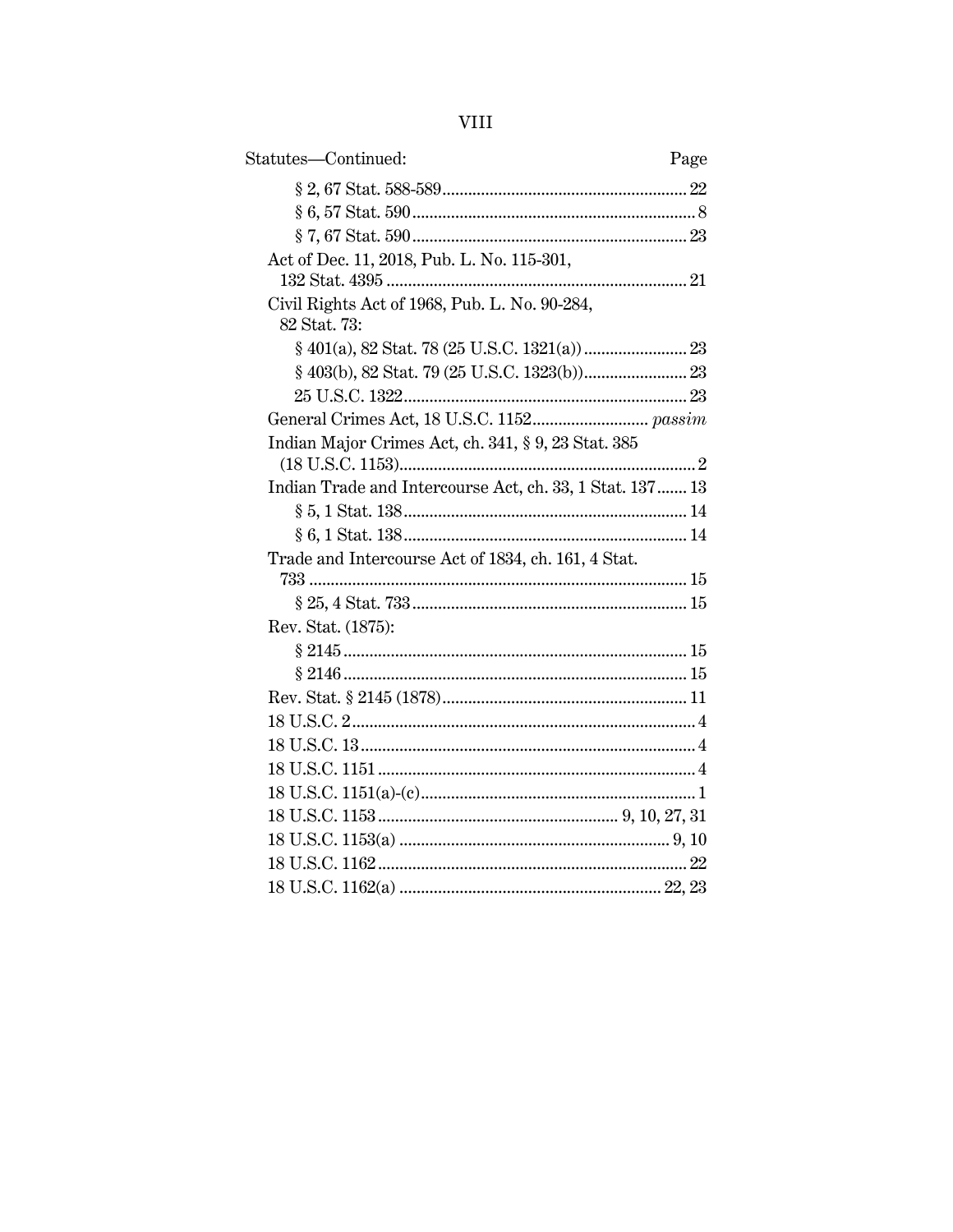Statutes—Continued: Page

- § 2, 67 Stat. 588-589 ........................................................ 22
- § 6, 57 Stat. 590 ................................................................ 8
- § 7, 67 Stat. 590 .............................................................. 23

Act of Dec. 11, 2018, Pub. L. No. 115-301, 132 Stat. 4395 ..................................................................... 21

Civil Rights Act of 1968, Pub. L. No. 90-284, 82 Stat. 73:

- § 401(a), 82 Stat. 78 (25 U.S.C. 1321(a)) ........................ 23
- § 403(b), 82 Stat. 79 (25 U.S.C. 1323(b)) ........................ 23
- 25 U.S.C. 1322 ................................................................ 23

General Crimes Act, 18 U.S.C. 1152 .......................... *passim*

Indian Major Crimes Act, ch. 341, § 9, 23 Stat. 385 (18 U.S.C. 1153) .................................................................. 2

Indian Trade and Intercourse Act, ch. 33, 1 Stat. 137 ....... 13

- § 5, 1 Stat. 138 ................................................................ 14
- § 6, 1 Stat. 138 ................................................................ 14

Trade and Intercourse Act of 1834, ch. 161, 4 Stat. 733 ....................................................................................... 15

- § 25, 4 Stat. 733 .............................................................. 15

Rev. Stat. (1875):

- § 2145 ............................................................................... 15
- § 2146 ............................................................................... 15

Rev. Stat. § 2145 (1878) ........................................................ 11

18 U.S.C. 2 ............................................................................... 4

18 U.S.C. 13 ............................................................................. 4

18 U.S.C. 1151 ......................................................................... 4

18 U.S.C. 1151(a)-(c) .............................................................. 1

18 U.S.C. 1153 ...................................................... 9, 10, 27, 31

18 U.S.C. 1153(a) ............................................................. 9, 10

18 U.S.C. 1162 ....................................................................... 22

18 U.S.C. 1162(a) ........................................................... 22, 23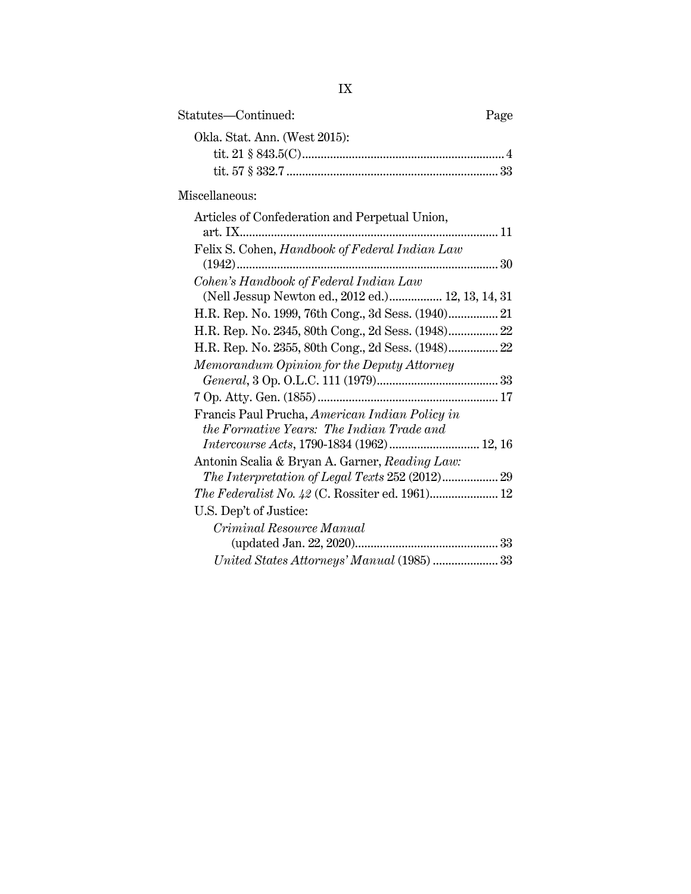Statutes—Continued: Page

Okla. Stat. Ann. (West 2015):

tit. 21 § 843.5(C) ... 4

tit. 57 § 332.7 ... 33

Miscellaneous:

Articles of Confederation and Perpetual Union, art. IX ... 11

Felix S. Cohen, *Handbook of Federal Indian Law* (1942) ... 30

*Cohen's Handbook of Federal Indian Law* (Nell Jessup Newton ed., 2012 ed.) ... 12, 13, 14, 31

H.R. Rep. No. 1999, 76th Cong., 3d Sess. (1940) ... 21

H.R. Rep. No. 2345, 80th Cong., 2d Sess. (1948) ... 22

H.R. Rep. No. 2355, 80th Cong., 2d Sess. (1948) ... 22

*Memorandum Opinion for the Deputy Attorney General*, 3 Op. O.L.C. 111 (1979) ... 33

7 Op. Atty. Gen. (1855) ... 17

Francis Paul Prucha, *American Indian Policy in the Formative Years: The Indian Trade and Intercourse Acts*, 1790-1834 (1962) ... 12, 16

Antonin Scalia & Bryan A. Garner, *Reading Law: The Interpretation of Legal Texts* 252 (2012) ... 29

*The Federalist No. 42* (C. Rossiter ed. 1961) ... 12

U.S. Dep't of Justice:

*Criminal Resource Manual* (updated Jan. 22, 2020) ... 33

*United States Attorneys' Manual* (1985) ... 33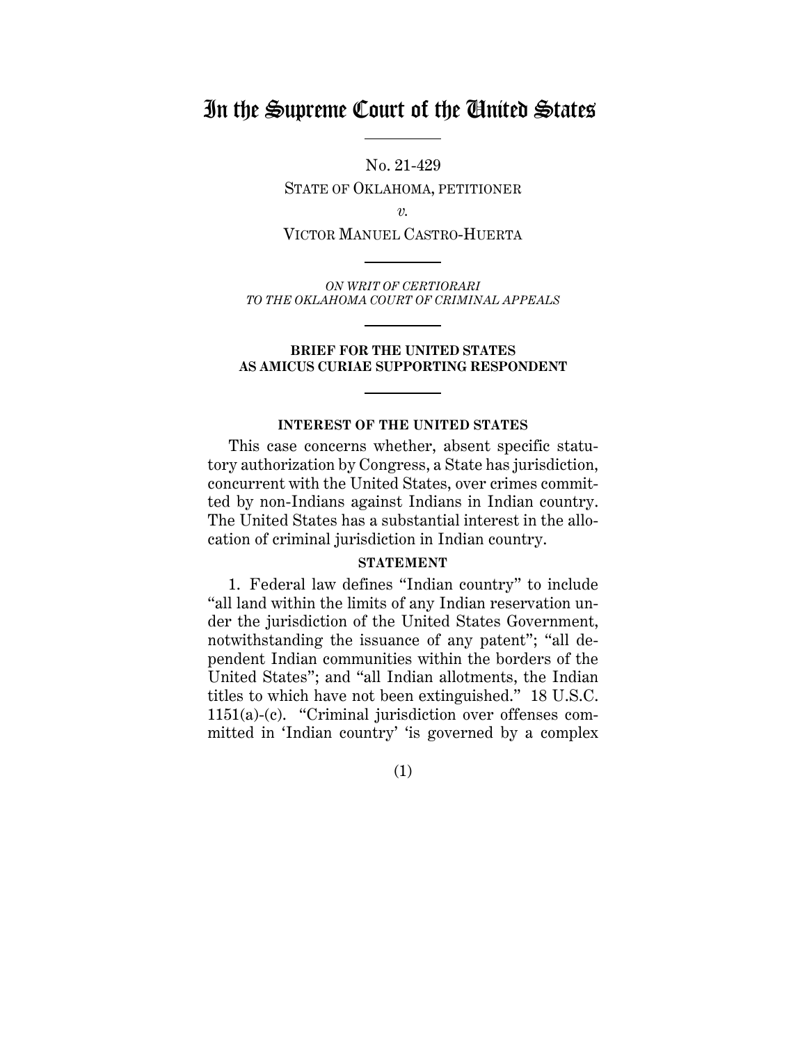# In the Supreme Court of the United States

No. 21-429

STATE OF OKLAHOMA, PETITIONER

*v.*

VICTOR MANUEL CASTRO-HUERTA

*ON WRIT OF CERTIORARI*
*TO THE OKLAHOMA COURT OF CRIMINAL APPEALS*

**BRIEF FOR THE UNITED STATES AS AMICUS CURIAE SUPPORTING RESPONDENT**

**INTEREST OF THE UNITED STATES**

This case concerns whether, absent specific statutory authorization by Congress, a State has jurisdiction, concurrent with the United States, over crimes committed by non-Indians against Indians in Indian country. The United States has a substantial interest in the allocation of criminal jurisdiction in Indian country.

**STATEMENT**

1. Federal law defines "Indian country" to include "all land within the limits of any Indian reservation under the jurisdiction of the United States Government, notwithstanding the issuance of any patent"; "all dependent Indian communities within the borders of the United States"; and "all Indian allotments, the Indian titles to which have not been extinguished." 18 U.S.C. 1151(a)-(c). "Criminal jurisdiction over offenses committed in 'Indian country' 'is governed by a complex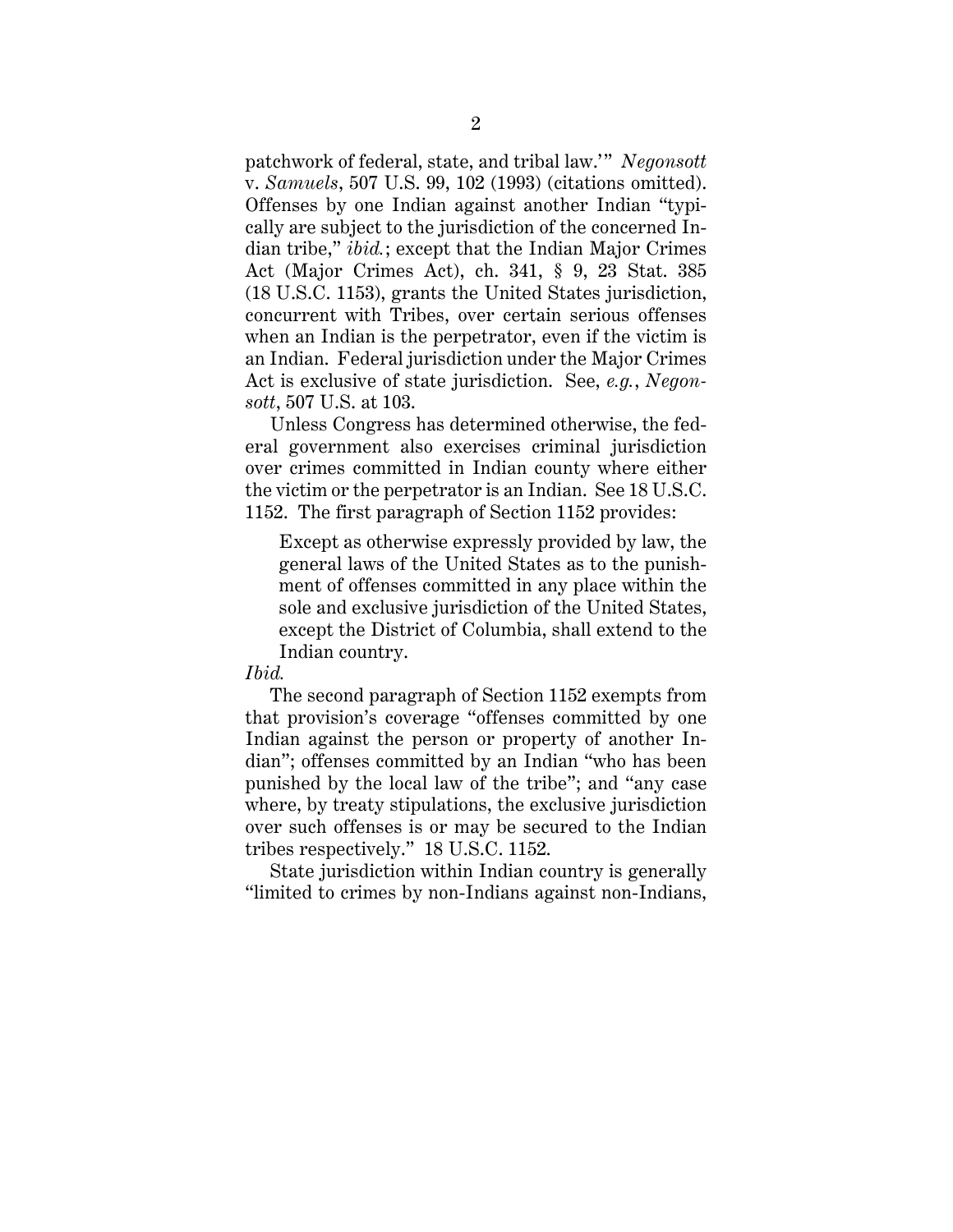patchwork of federal, state, and tribal law.'" *Negonsott* v. *Samuels*, 507 U.S. 99, 102 (1993) (citations omitted). Offenses by one Indian against another Indian "typically are subject to the jurisdiction of the concerned Indian tribe," *ibid.*; except that the Indian Major Crimes Act (Major Crimes Act), ch. 341, § 9, 23 Stat. 385 (18 U.S.C. 1153), grants the United States jurisdiction, concurrent with Tribes, over certain serious offenses when an Indian is the perpetrator, even if the victim is an Indian. Federal jurisdiction under the Major Crimes Act is exclusive of state jurisdiction. See, *e.g.*, *Negonsott*, 507 U.S. at 103.

Unless Congress has determined otherwise, the federal government also exercises criminal jurisdiction over crimes committed in Indian county where either the victim or the perpetrator is an Indian. See 18 U.S.C. 1152. The first paragraph of Section 1152 provides:

> Except as otherwise expressly provided by law, the general laws of the United States as to the punishment of offenses committed in any place within the sole and exclusive jurisdiction of the United States, except the District of Columbia, shall extend to the Indian country.

*Ibid.*

The second paragraph of Section 1152 exempts from that provision's coverage "offenses committed by one Indian against the person or property of another Indian"; offenses committed by an Indian "who has been punished by the local law of the tribe"; and "any case where, by treaty stipulations, the exclusive jurisdiction over such offenses is or may be secured to the Indian tribes respectively." 18 U.S.C. 1152.

State jurisdiction within Indian country is generally "limited to crimes by non-Indians against non-Indians,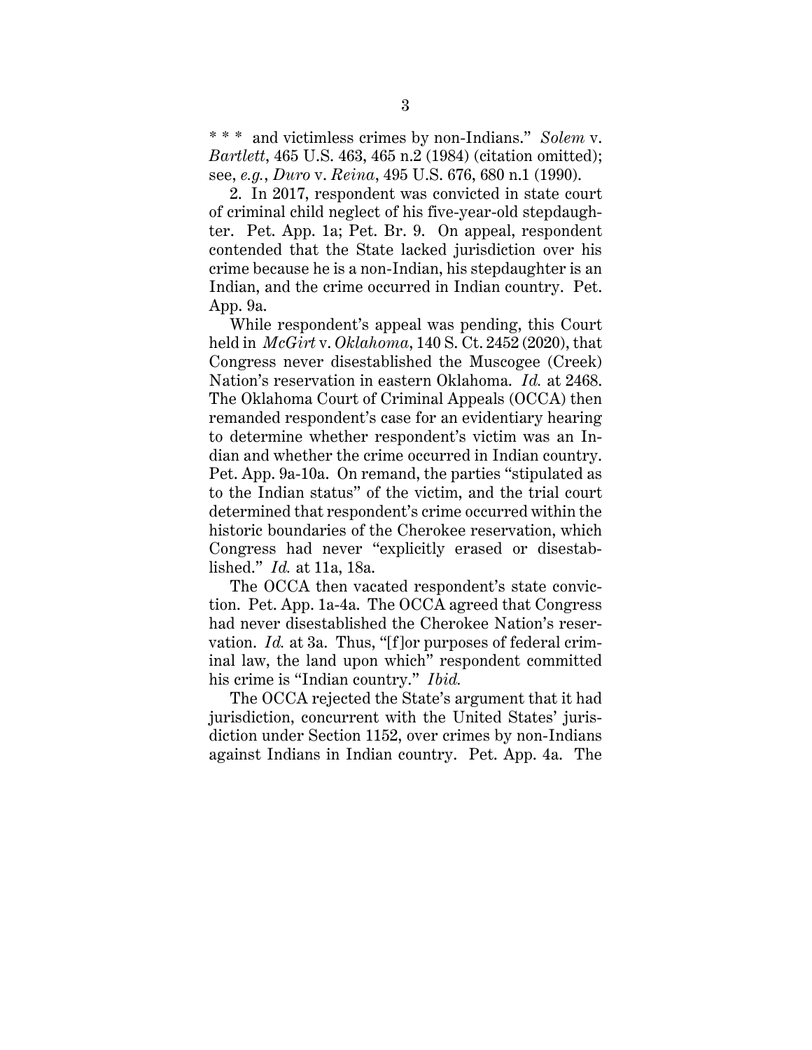\* \* \* and victimless crimes by non-Indians." *Solem* v. *Bartlett*, 465 U.S. 463, 465 n.2 (1984) (citation omitted); see, *e.g.*, *Duro* v. *Reina*, 495 U.S. 676, 680 n.1 (1990).

2. In 2017, respondent was convicted in state court of criminal child neglect of his five-year-old stepdaughter. Pet. App. 1a; Pet. Br. 9. On appeal, respondent contended that the State lacked jurisdiction over his crime because he is a non-Indian, his stepdaughter is an Indian, and the crime occurred in Indian country. Pet. App. 9a.

While respondent's appeal was pending, this Court held in *McGirt* v. *Oklahoma*, 140 S. Ct. 2452 (2020), that Congress never disestablished the Muscogee (Creek) Nation's reservation in eastern Oklahoma. *Id.* at 2468. The Oklahoma Court of Criminal Appeals (OCCA) then remanded respondent's case for an evidentiary hearing to determine whether respondent's victim was an Indian and whether the crime occurred in Indian country. Pet. App. 9a-10a. On remand, the parties "stipulated as to the Indian status" of the victim, and the trial court determined that respondent's crime occurred within the historic boundaries of the Cherokee reservation, which Congress had never "explicitly erased or disestablished." *Id.* at 11a, 18a.

The OCCA then vacated respondent's state conviction. Pet. App. 1a-4a. The OCCA agreed that Congress had never disestablished the Cherokee Nation's reservation. *Id.* at 3a. Thus, "[f]or purposes of federal criminal law, the land upon which" respondent committed his crime is "Indian country." *Ibid.*

The OCCA rejected the State's argument that it had jurisdiction, concurrent with the United States' jurisdiction under Section 1152, over crimes by non-Indians against Indians in Indian country. Pet. App. 4a. The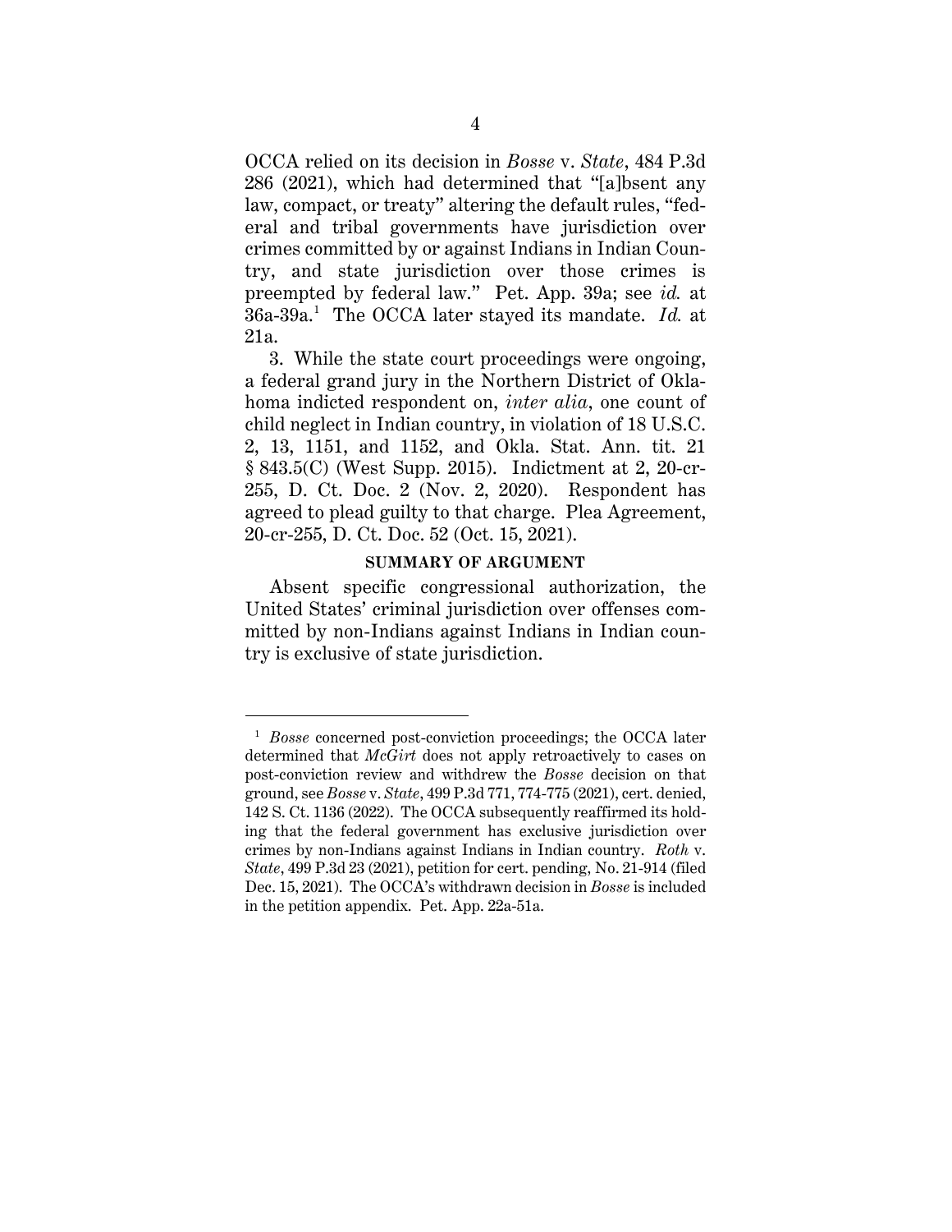OCCA relied on its decision in *Bosse* v. *State*, 484 P.3d 286 (2021), which had determined that "[a]bsent any law, compact, or treaty" altering the default rules, "federal and tribal governments have jurisdiction over crimes committed by or against Indians in Indian Country, and state jurisdiction over those crimes is preempted by federal law." Pet. App. 39a; see *id.* at 36a-39a.[1] The OCCA later stayed its mandate. *Id.* at 21a.

3. While the state court proceedings were ongoing, a federal grand jury in the Northern District of Oklahoma indicted respondent on, *inter alia*, one count of child neglect in Indian country, in violation of 18 U.S.C. 2, 13, 1151, and 1152, and Okla. Stat. Ann. tit. 21 § 843.5(C) (West Supp. 2015). Indictment at 2, 20-cr-255, D. Ct. Doc. 2 (Nov. 2, 2020). Respondent has agreed to plead guilty to that charge. Plea Agreement, 20-cr-255, D. Ct. Doc. 52 (Oct. 15, 2021).

## SUMMARY OF ARGUMENT

Absent specific congressional authorization, the United States' criminal jurisdiction over offenses committed by non-Indians against Indians in Indian country is exclusive of state jurisdiction.

[1] *Bosse* concerned post-conviction proceedings; the OCCA later determined that *McGirt* does not apply retroactively to cases on post-conviction review and withdrew the *Bosse* decision on that ground, see *Bosse* v. *State*, 499 P.3d 771, 774-775 (2021), cert. denied, 142 S. Ct. 1136 (2022). The OCCA subsequently reaffirmed its holding that the federal government has exclusive jurisdiction over crimes by non-Indians against Indians in Indian country. *Roth* v. *State*, 499 P.3d 23 (2021), petition for cert. pending, No. 21-914 (filed Dec. 15, 2021). The OCCA's withdrawn decision in *Bosse* is included in the petition appendix. Pet. App. 22a-51a.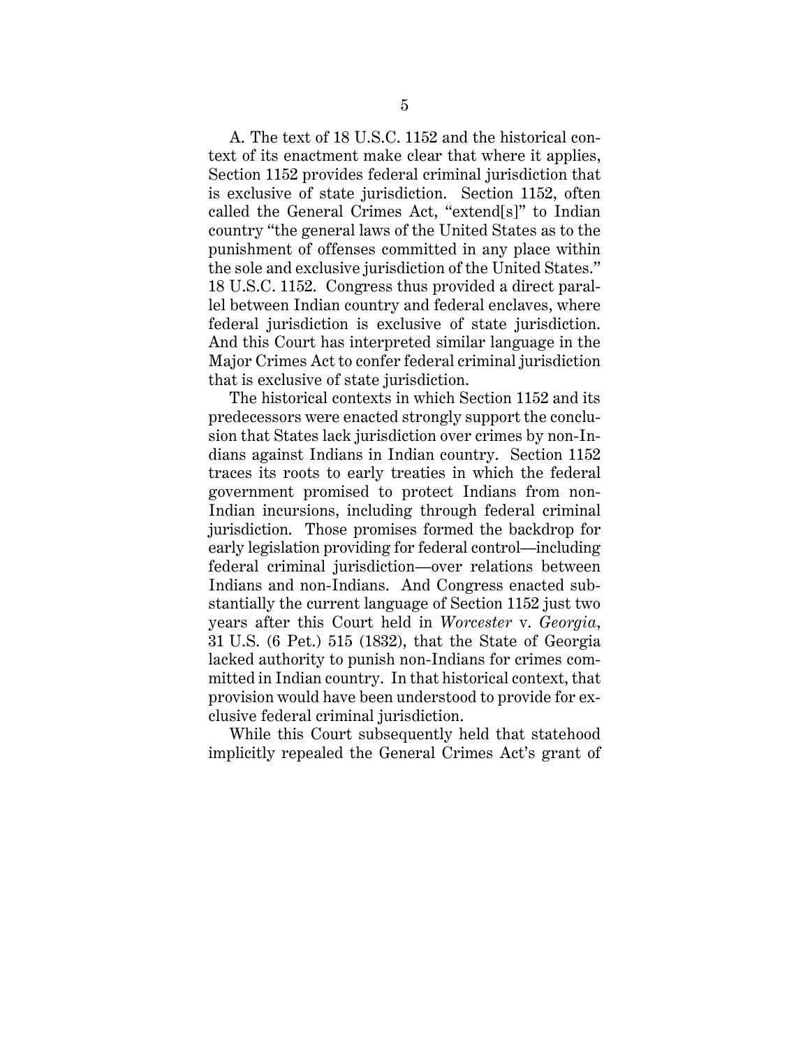A. The text of 18 U.S.C. 1152 and the historical context of its enactment make clear that where it applies, Section 1152 provides federal criminal jurisdiction that is exclusive of state jurisdiction. Section 1152, often called the General Crimes Act, "extend[s]" to Indian country "the general laws of the United States as to the punishment of offenses committed in any place within the sole and exclusive jurisdiction of the United States." 18 U.S.C. 1152. Congress thus provided a direct parallel between Indian country and federal enclaves, where federal jurisdiction is exclusive of state jurisdiction. And this Court has interpreted similar language in the Major Crimes Act to confer federal criminal jurisdiction that is exclusive of state jurisdiction.

The historical contexts in which Section 1152 and its predecessors were enacted strongly support the conclusion that States lack jurisdiction over crimes by non-Indians against Indians in Indian country. Section 1152 traces its roots to early treaties in which the federal government promised to protect Indians from non-Indian incursions, including through federal criminal jurisdiction. Those promises formed the backdrop for early legislation providing for federal control—including federal criminal jurisdiction—over relations between Indians and non-Indians. And Congress enacted substantially the current language of Section 1152 just two years after this Court held in *Worcester* v. *Georgia*, 31 U.S. (6 Pet.) 515 (1832), that the State of Georgia lacked authority to punish non-Indians for crimes committed in Indian country. In that historical context, that provision would have been understood to provide for exclusive federal criminal jurisdiction.

While this Court subsequently held that statehood implicitly repealed the General Crimes Act's grant of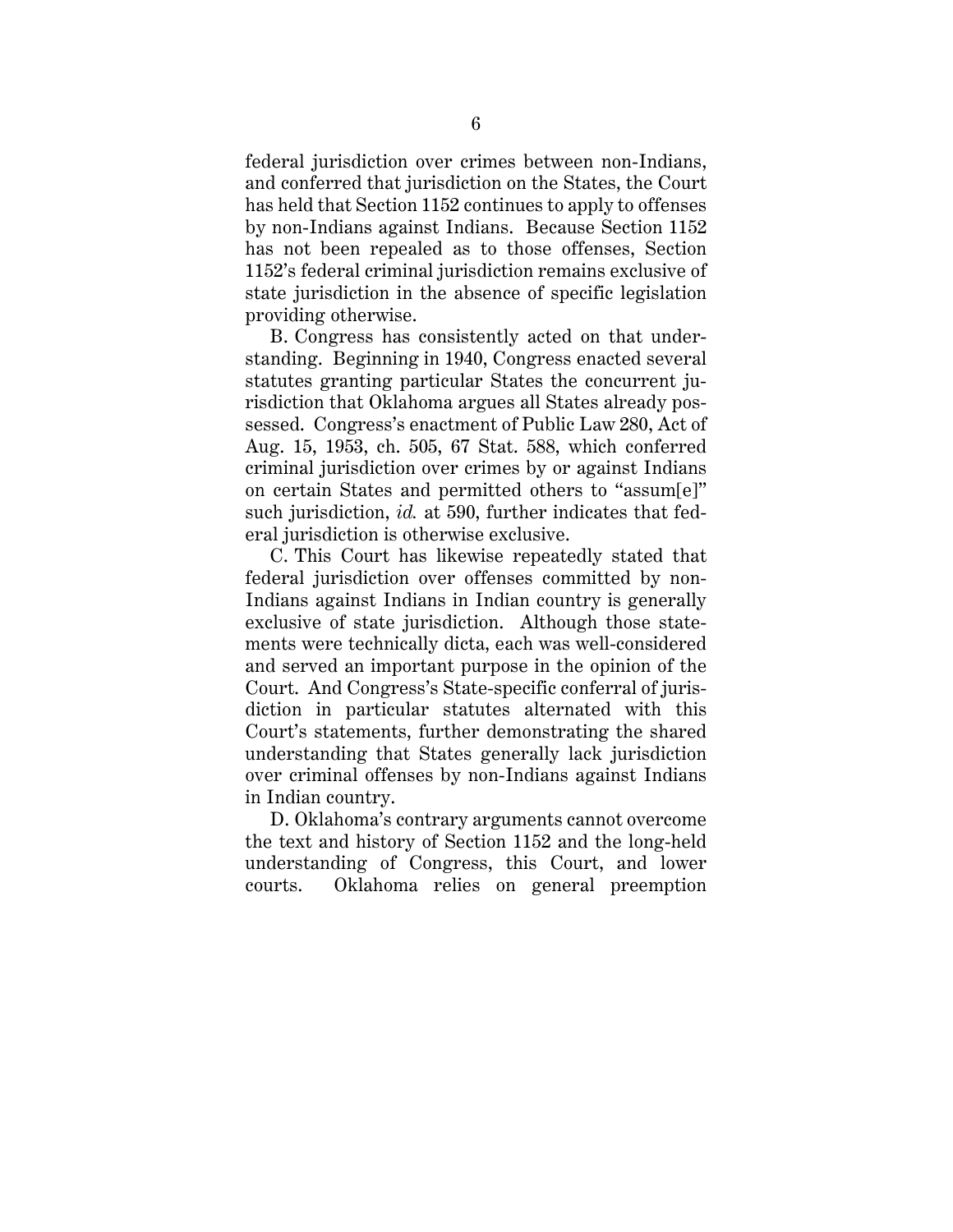federal jurisdiction over crimes between non-Indians, and conferred that jurisdiction on the States, the Court has held that Section 1152 continues to apply to offenses by non-Indians against Indians. Because Section 1152 has not been repealed as to those offenses, Section 1152's federal criminal jurisdiction remains exclusive of state jurisdiction in the absence of specific legislation providing otherwise.

B. Congress has consistently acted on that understanding. Beginning in 1940, Congress enacted several statutes granting particular States the concurrent jurisdiction that Oklahoma argues all States already possessed. Congress's enactment of Public Law 280, Act of Aug. 15, 1953, ch. 505, 67 Stat. 588, which conferred criminal jurisdiction over crimes by or against Indians on certain States and permitted others to "assum[e]" such jurisdiction, *id.* at 590, further indicates that federal jurisdiction is otherwise exclusive.

C. This Court has likewise repeatedly stated that federal jurisdiction over offenses committed by non-Indians against Indians in Indian country is generally exclusive of state jurisdiction. Although those statements were technically dicta, each was well-considered and served an important purpose in the opinion of the Court. And Congress's State-specific conferral of jurisdiction in particular statutes alternated with this Court's statements, further demonstrating the shared understanding that States generally lack jurisdiction over criminal offenses by non-Indians against Indians in Indian country.

D. Oklahoma's contrary arguments cannot overcome the text and history of Section 1152 and the long-held understanding of Congress, this Court, and lower courts. Oklahoma relies on general preemption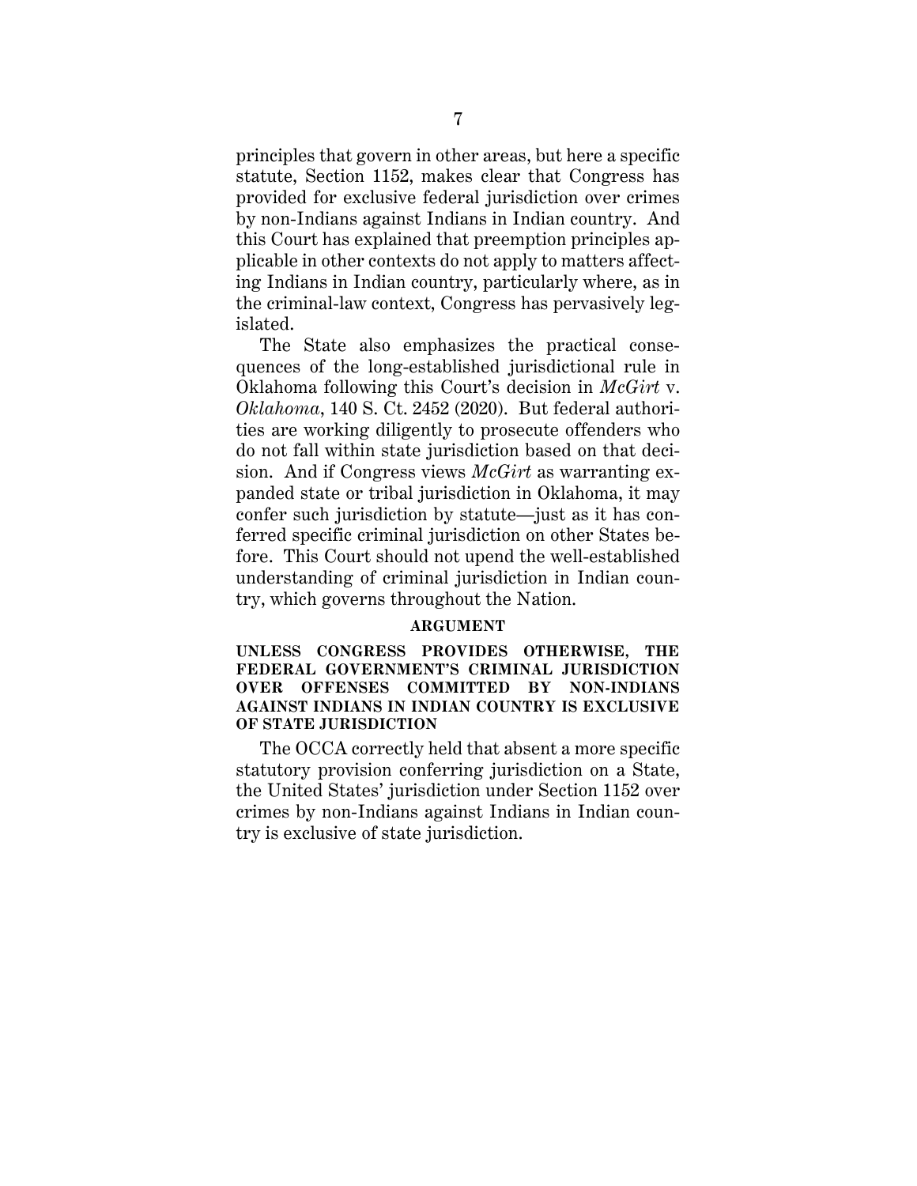principles that govern in other areas, but here a specific statute, Section 1152, makes clear that Congress has provided for exclusive federal jurisdiction over crimes by non-Indians against Indians in Indian country. And this Court has explained that preemption principles applicable in other contexts do not apply to matters affecting Indians in Indian country, particularly where, as in the criminal-law context, Congress has pervasively legislated.

The State also emphasizes the practical consequences of the long-established jurisdictional rule in Oklahoma following this Court's decision in *McGirt* v. *Oklahoma*, 140 S. Ct. 2452 (2020). But federal authorities are working diligently to prosecute offenders who do not fall within state jurisdiction based on that decision. And if Congress views *McGirt* as warranting expanded state or tribal jurisdiction in Oklahoma, it may confer such jurisdiction by statute—just as it has conferred specific criminal jurisdiction on other States before. This Court should not upend the well-established understanding of criminal jurisdiction in Indian country, which governs throughout the Nation.

## ARGUMENT

### UNLESS CONGRESS PROVIDES OTHERWISE, THE FEDERAL GOVERNMENT'S CRIMINAL JURISDICTION OVER OFFENSES COMMITTED BY NON-INDIANS AGAINST INDIANS IN INDIAN COUNTRY IS EXCLUSIVE OF STATE JURISDICTION

The OCCA correctly held that absent a more specific statutory provision conferring jurisdiction on a State, the United States' jurisdiction under Section 1152 over crimes by non-Indians against Indians in Indian country is exclusive of state jurisdiction.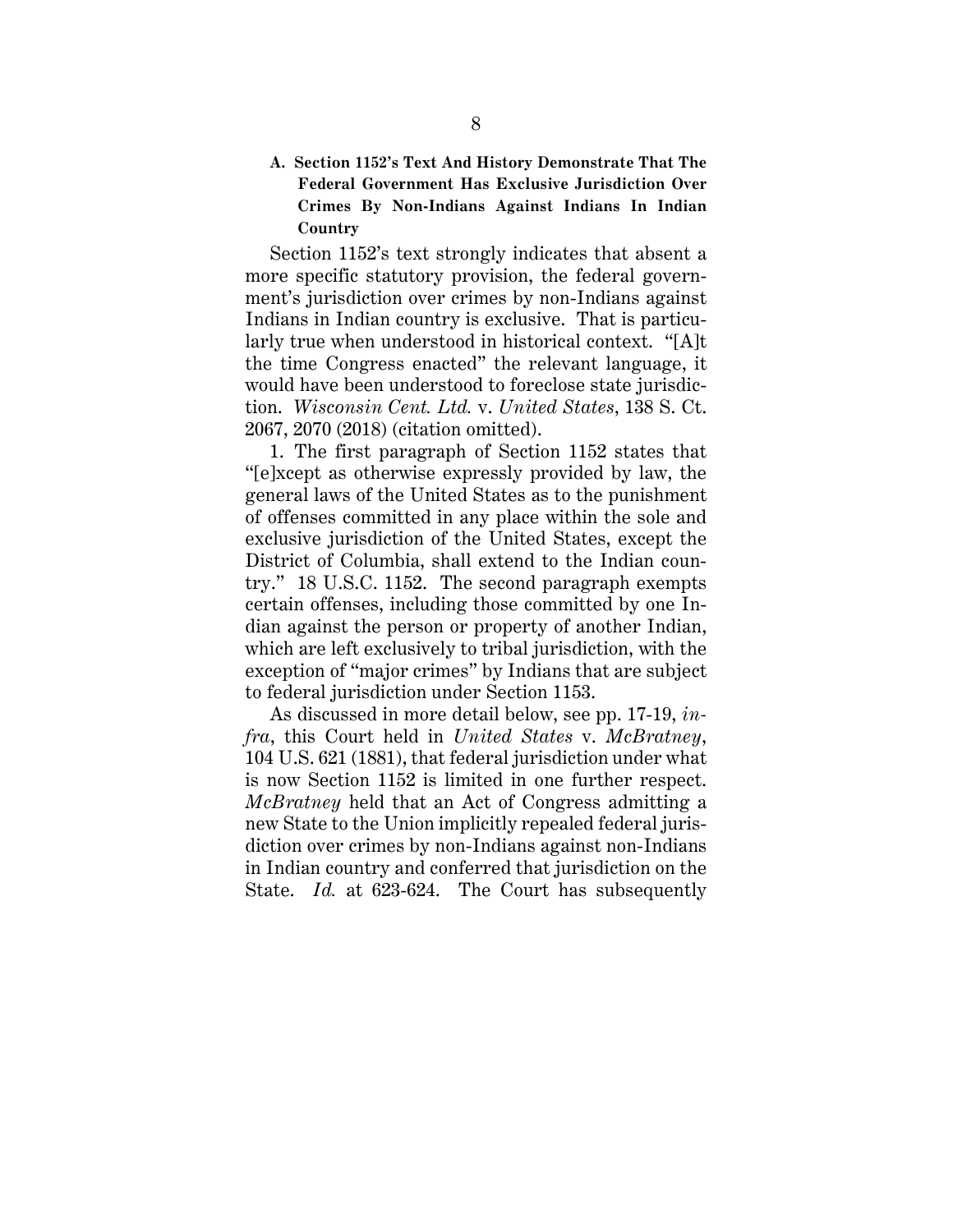### A. Section 1152's Text And History Demonstrate That The Federal Government Has Exclusive Jurisdiction Over Crimes By Non-Indians Against Indians In Indian Country

Section 1152's text strongly indicates that absent a more specific statutory provision, the federal government's jurisdiction over crimes by non-Indians against Indians in Indian country is exclusive. That is particularly true when understood in historical context. "[A]t the time Congress enacted" the relevant language, it would have been understood to foreclose state jurisdiction. *Wisconsin Cent. Ltd.* v. *United States*, 138 S. Ct. 2067, 2070 (2018) (citation omitted).

1. The first paragraph of Section 1152 states that "[e]xcept as otherwise expressly provided by law, the general laws of the United States as to the punishment of offenses committed in any place within the sole and exclusive jurisdiction of the United States, except the District of Columbia, shall extend to the Indian country." 18 U.S.C. 1152. The second paragraph exempts certain offenses, including those committed by one Indian against the person or property of another Indian, which are left exclusively to tribal jurisdiction, with the exception of "major crimes" by Indians that are subject to federal jurisdiction under Section 1153.

As discussed in more detail below, see pp. 17-19, *infra*, this Court held in *United States* v. *McBratney*, 104 U.S. 621 (1881), that federal jurisdiction under what is now Section 1152 is limited in one further respect. *McBratney* held that an Act of Congress admitting a new State to the Union implicitly repealed federal jurisdiction over crimes by non-Indians against non-Indians in Indian country and conferred that jurisdiction on the State. *Id.* at 623-624. The Court has subsequently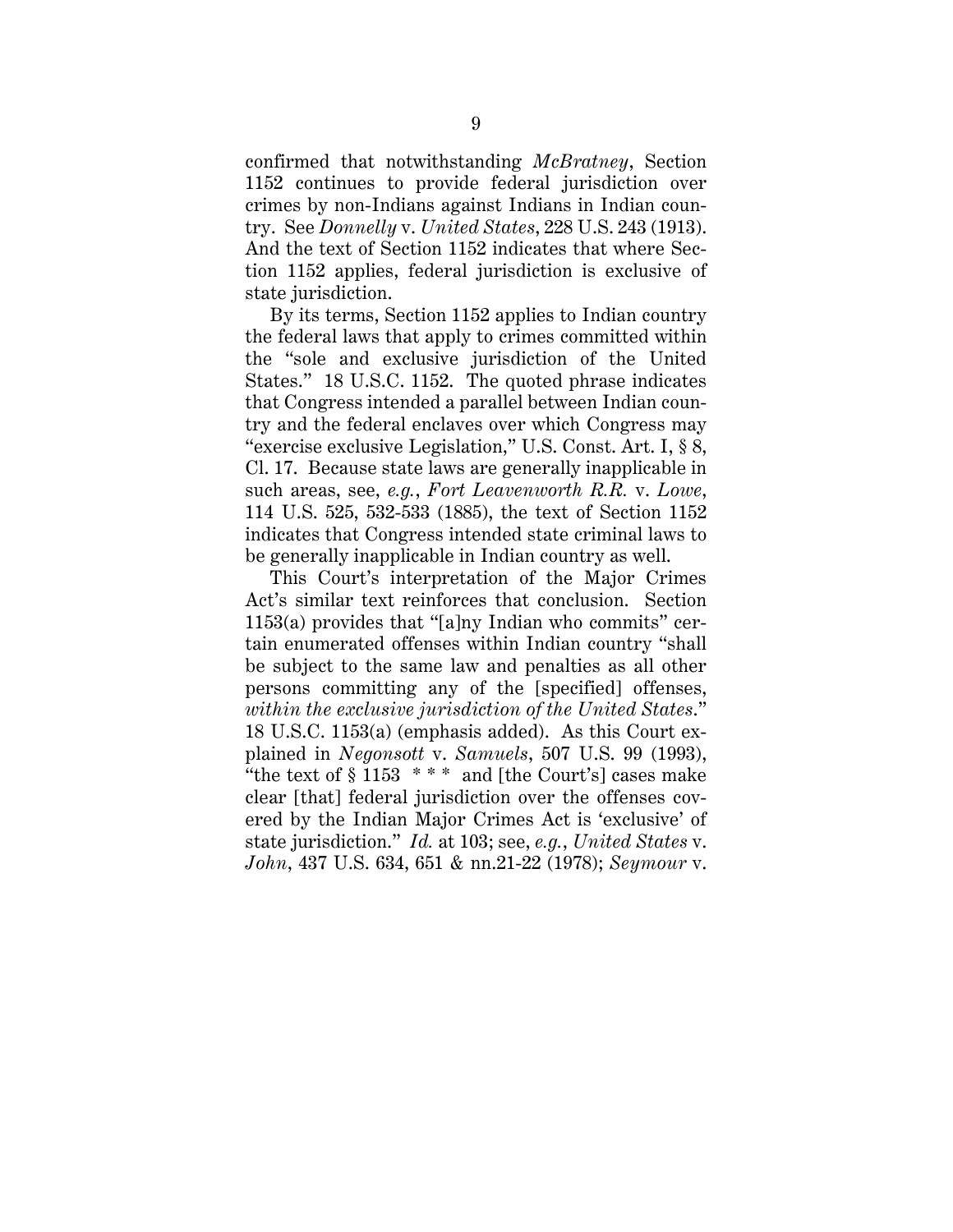confirmed that notwithstanding *McBratney*, Section 1152 continues to provide federal jurisdiction over crimes by non-Indians against Indians in Indian country. See *Donnelly* v. *United States*, 228 U.S. 243 (1913). And the text of Section 1152 indicates that where Section 1152 applies, federal jurisdiction is exclusive of state jurisdiction.

By its terms, Section 1152 applies to Indian country the federal laws that apply to crimes committed within the "sole and exclusive jurisdiction of the United States." 18 U.S.C. 1152. The quoted phrase indicates that Congress intended a parallel between Indian country and the federal enclaves over which Congress may "exercise exclusive Legislation," U.S. Const. Art. I, § 8, Cl. 17. Because state laws are generally inapplicable in such areas, see, *e.g.*, *Fort Leavenworth R.R.* v. *Lowe*, 114 U.S. 525, 532-533 (1885), the text of Section 1152 indicates that Congress intended state criminal laws to be generally inapplicable in Indian country as well.

This Court's interpretation of the Major Crimes Act's similar text reinforces that conclusion. Section 1153(a) provides that "[a]ny Indian who commits" certain enumerated offenses within Indian country "shall be subject to the same law and penalties as all other persons committing any of the [specified] offenses, *within the exclusive jurisdiction of the United States*." 18 U.S.C. 1153(a) (emphasis added). As this Court explained in *Negonsott* v. *Samuels*, 507 U.S. 99 (1993), "the text of § 1153 * * * and [the Court's] cases make clear [that] federal jurisdiction over the offenses covered by the Indian Major Crimes Act is 'exclusive' of state jurisdiction." *Id.* at 103; see, *e.g.*, *United States* v. *John*, 437 U.S. 634, 651 & nn.21-22 (1978); *Seymour* v.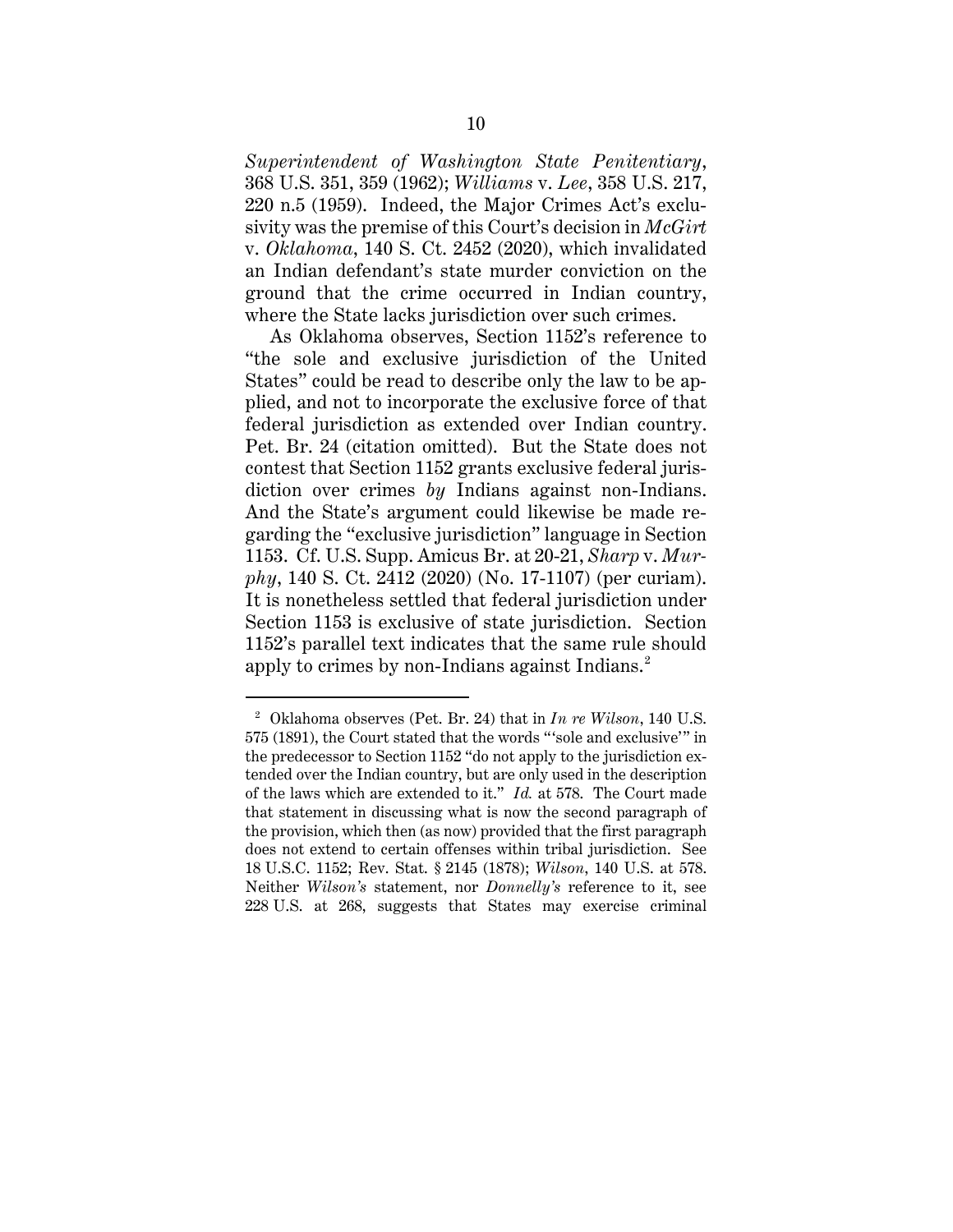*Superintendent of Washington State Penitentiary*, 368 U.S. 351, 359 (1962); *Williams* v. *Lee*, 358 U.S. 217, 220 n.5 (1959). Indeed, the Major Crimes Act's exclusivity was the premise of this Court's decision in *McGirt* v. *Oklahoma*, 140 S. Ct. 2452 (2020), which invalidated an Indian defendant's state murder conviction on the ground that the crime occurred in Indian country, where the State lacks jurisdiction over such crimes.

As Oklahoma observes, Section 1152's reference to "the sole and exclusive jurisdiction of the United States" could be read to describe only the law to be applied, and not to incorporate the exclusive force of that federal jurisdiction as extended over Indian country. Pet. Br. 24 (citation omitted). But the State does not contest that Section 1152 grants exclusive federal jurisdiction over crimes *by* Indians against non-Indians. And the State's argument could likewise be made regarding the "exclusive jurisdiction" language in Section 1153. Cf. U.S. Supp. Amicus Br. at 20-21, *Sharp* v. *Murphy*, 140 S. Ct. 2412 (2020) (No. 17-1107) (per curiam). It is nonetheless settled that federal jurisdiction under Section 1153 is exclusive of state jurisdiction. Section 1152's parallel text indicates that the same rule should apply to crimes by non-Indians against Indians.[2]

---

[2] Oklahoma observes (Pet. Br. 24) that in *In re Wilson*, 140 U.S. 575 (1891), the Court stated that the words "'sole and exclusive'" in the predecessor to Section 1152 "do not apply to the jurisdiction extended over the Indian country, but are only used in the description of the laws which are extended to it." *Id.* at 578. The Court made that statement in discussing what is now the second paragraph of the provision, which then (as now) provided that the first paragraph does not extend to certain offenses within tribal jurisdiction. See 18 U.S.C. 1152; Rev. Stat. § 2145 (1878); *Wilson*, 140 U.S. at 578. Neither *Wilson's* statement, nor *Donnelly's* reference to it, see 228 U.S. at 268, suggests that States may exercise criminal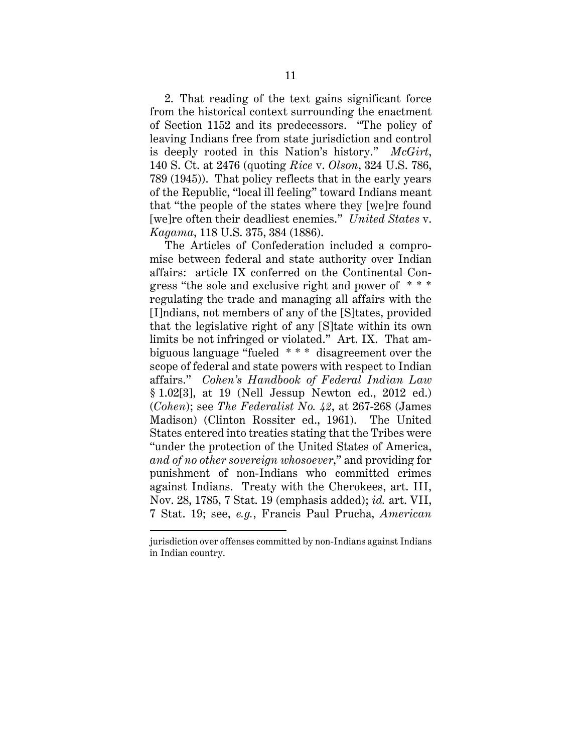2. That reading of the text gains significant force from the historical context surrounding the enactment of Section 1152 and its predecessors. "The policy of leaving Indians free from state jurisdiction and control is deeply rooted in this Nation's history." *McGirt*, 140 S. Ct. at 2476 (quoting *Rice* v. *Olson*, 324 U.S. 786, 789 (1945)). That policy reflects that in the early years of the Republic, "local ill feeling" toward Indians meant that "the people of the states where they [we]re found [we]re often their deadliest enemies." *United States* v. *Kagama*, 118 U.S. 375, 384 (1886).

The Articles of Confederation included a compromise between federal and state authority over Indian affairs: article IX conferred on the Continental Congress "the sole and exclusive right and power of * * * regulating the trade and managing all affairs with the [I]ndians, not members of any of the [S]tates, provided that the legislative right of any [S]tate within its own limits be not infringed or violated." Art. IX. That ambiguous language "fueled * * * disagreement over the scope of federal and state powers with respect to Indian affairs." *Cohen's Handbook of Federal Indian Law* § 1.02[3], at 19 (Nell Jessup Newton ed., 2012 ed.) (*Cohen*); see *The Federalist No. 42*, at 267-268 (James Madison) (Clinton Rossiter ed., 1961). The United States entered into treaties stating that the Tribes were "under the protection of the United States of America, *and of no other sovereign whosoever*," and providing for punishment of non-Indians who committed crimes against Indians. Treaty with the Cherokees, art. III, Nov. 28, 1785, 7 Stat. 19 (emphasis added); *id.* art. VII, 7 Stat. 19; see, *e.g.*, Francis Paul Prucha, *American*

jurisdiction over offenses committed by non-Indians against Indians in Indian country.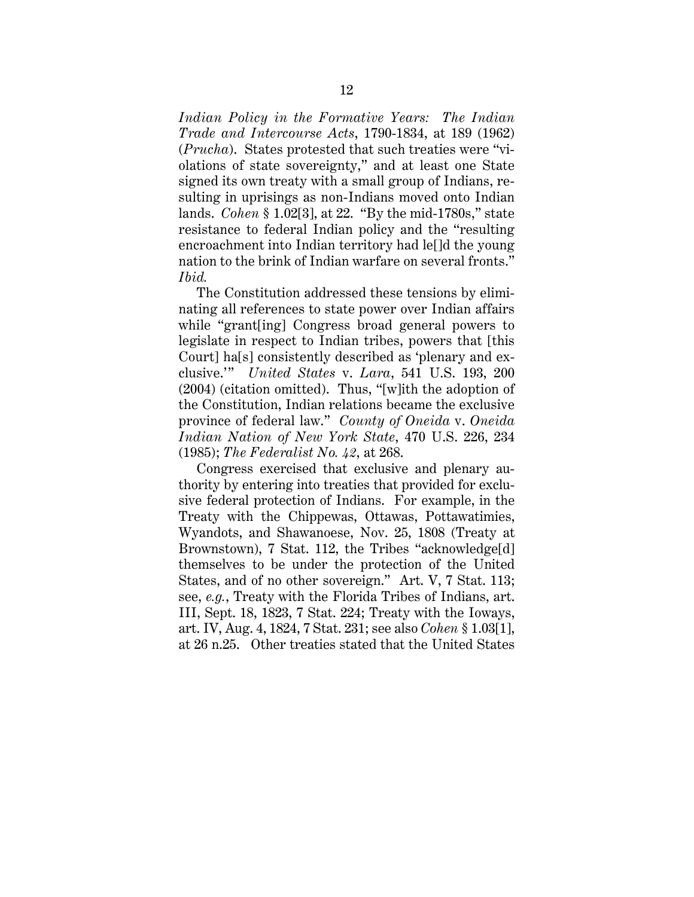*Indian Policy in the Formative Years: The Indian Trade and Intercourse Acts*, 1790-1834, at 189 (1962) (*Prucha*). States protested that such treaties were "violations of state sovereignty," and at least one State signed its own treaty with a small group of Indians, resulting in uprisings as non-Indians moved onto Indian lands. *Cohen* § 1.02[3], at 22. "By the mid-1780s," state resistance to federal Indian policy and the "resulting encroachment into Indian territory had le[]d the young nation to the brink of Indian warfare on several fronts." *Ibid.*

The Constitution addressed these tensions by eliminating all references to state power over Indian affairs while "grant[ing] Congress broad general powers to legislate in respect to Indian tribes, powers that [this Court] ha[s] consistently described as 'plenary and exclusive.'" *United States* v. *Lara*, 541 U.S. 193, 200 (2004) (citation omitted). Thus, "[w]ith the adoption of the Constitution, Indian relations became the exclusive province of federal law." *County of Oneida* v. *Oneida Indian Nation of New York State*, 470 U.S. 226, 234 (1985); *The Federalist No. 42*, at 268.

Congress exercised that exclusive and plenary authority by entering into treaties that provided for exclusive federal protection of Indians. For example, in the Treaty with the Chippewas, Ottawas, Pottawatimies, Wyandots, and Shawanoese, Nov. 25, 1808 (Treaty at Brownstown), 7 Stat. 112, the Tribes "acknowledge[d] themselves to be under the protection of the United States, and of no other sovereign." Art. V, 7 Stat. 113; see, *e.g.*, Treaty with the Florida Tribes of Indians, art. III, Sept. 18, 1823, 7 Stat. 224; Treaty with the Ioways, art. IV, Aug. 4, 1824, 7 Stat. 231; see also *Cohen* § 1.03[1], at 26 n.25. Other treaties stated that the United States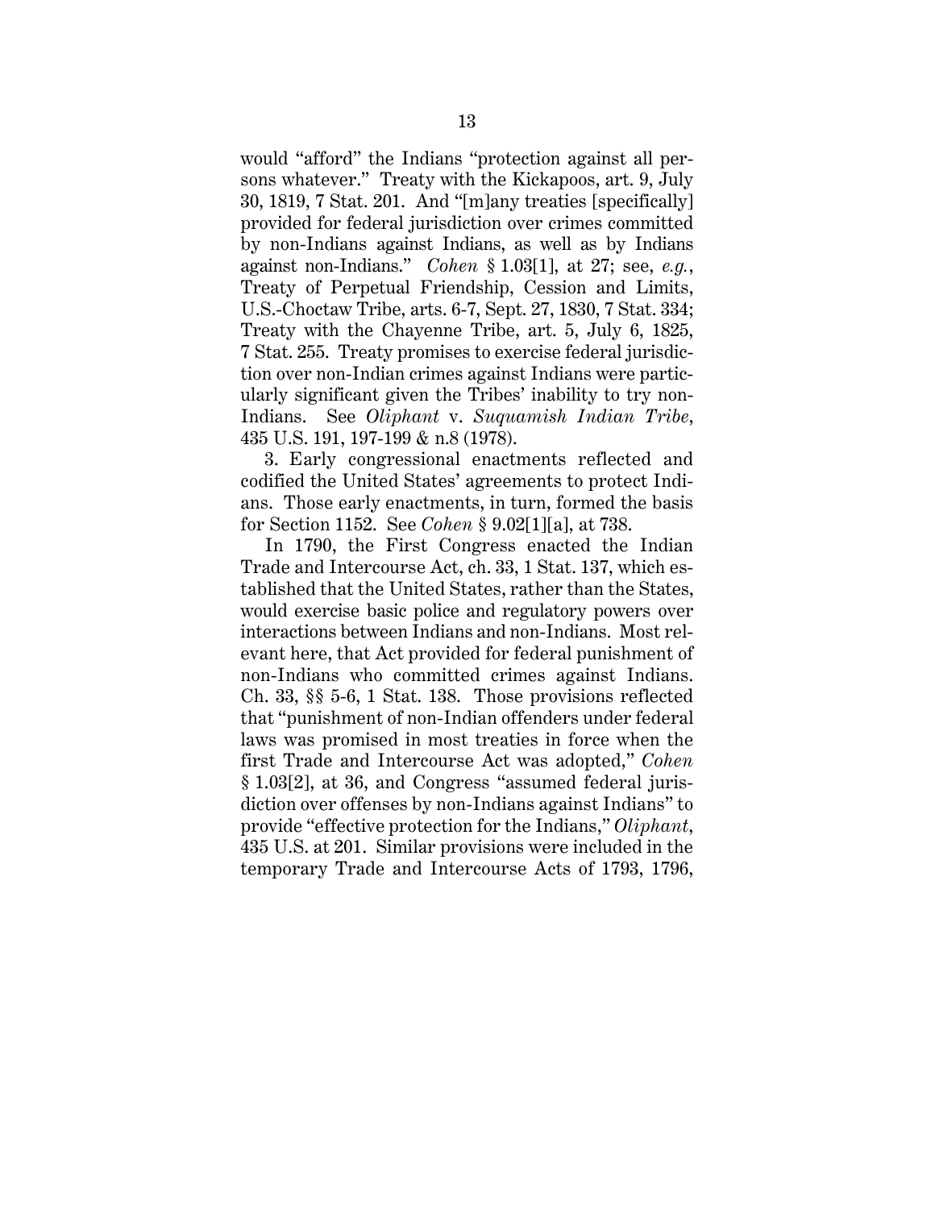would "afford" the Indians "protection against all persons whatever." Treaty with the Kickapoos, art. 9, July 30, 1819, 7 Stat. 201. And "[m]any treaties [specifically] provided for federal jurisdiction over crimes committed by non-Indians against Indians, as well as by Indians against non-Indians." *Cohen* § 1.03[1], at 27; see, *e.g.*, Treaty of Perpetual Friendship, Cession and Limits, U.S.-Choctaw Tribe, arts. 6-7, Sept. 27, 1830, 7 Stat. 334; Treaty with the Chayenne Tribe, art. 5, July 6, 1825, 7 Stat. 255. Treaty promises to exercise federal jurisdiction over non-Indian crimes against Indians were particularly significant given the Tribes' inability to try non-Indians. See *Oliphant* v. *Suquamish Indian Tribe*, 435 U.S. 191, 197-199 & n.8 (1978).

3. Early congressional enactments reflected and codified the United States' agreements to protect Indians. Those early enactments, in turn, formed the basis for Section 1152. See *Cohen* § 9.02[1][a], at 738.

In 1790, the First Congress enacted the Indian Trade and Intercourse Act, ch. 33, 1 Stat. 137, which established that the United States, rather than the States, would exercise basic police and regulatory powers over interactions between Indians and non-Indians. Most relevant here, that Act provided for federal punishment of non-Indians who committed crimes against Indians. Ch. 33, §§ 5-6, 1 Stat. 138. Those provisions reflected that "punishment of non-Indian offenders under federal laws was promised in most treaties in force when the first Trade and Intercourse Act was adopted," *Cohen* § 1.03[2], at 36, and Congress "assumed federal jurisdiction over offenses by non-Indians against Indians" to provide "effective protection for the Indians," *Oliphant*, 435 U.S. at 201. Similar provisions were included in the temporary Trade and Intercourse Acts of 1793, 1796,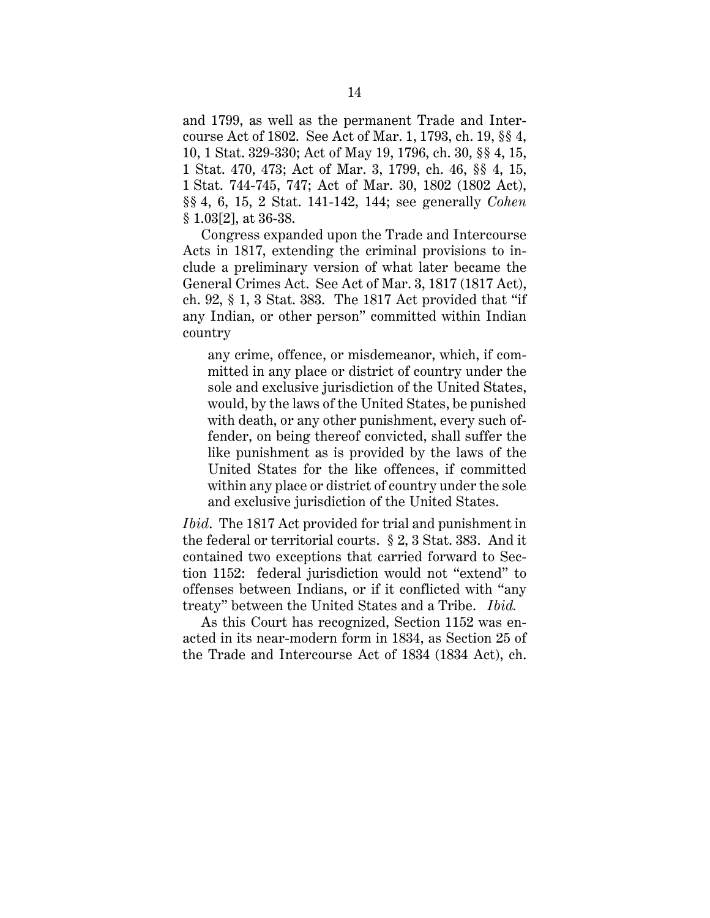and 1799, as well as the permanent Trade and Intercourse Act of 1802. See Act of Mar. 1, 1793, ch. 19, §§ 4, 10, 1 Stat. 329-330; Act of May 19, 1796, ch. 30, §§ 4, 15, 1 Stat. 470, 473; Act of Mar. 3, 1799, ch. 46, §§ 4, 15, 1 Stat. 744-745, 747; Act of Mar. 30, 1802 (1802 Act), §§ 4, 6, 15, 2 Stat. 141-142, 144; see generally *Cohen* § 1.03[2], at 36-38.

Congress expanded upon the Trade and Intercourse Acts in 1817, extending the criminal provisions to include a preliminary version of what later became the General Crimes Act. See Act of Mar. 3, 1817 (1817 Act), ch. 92, § 1, 3 Stat. 383. The 1817 Act provided that "if any Indian, or other person" committed within Indian country

> any crime, offence, or misdemeanor, which, if committed in any place or district of country under the sole and exclusive jurisdiction of the United States, would, by the laws of the United States, be punished with death, or any other punishment, every such offender, on being thereof convicted, shall suffer the like punishment as is provided by the laws of the United States for the like offences, if committed within any place or district of country under the sole and exclusive jurisdiction of the United States.

*Ibid*. The 1817 Act provided for trial and punishment in the federal or territorial courts. § 2, 3 Stat. 383. And it contained two exceptions that carried forward to Section 1152: federal jurisdiction would not "extend" to offenses between Indians, or if it conflicted with "any treaty" between the United States and a Tribe. *Ibid.*

As this Court has recognized, Section 1152 was enacted in its near-modern form in 1834, as Section 25 of the Trade and Intercourse Act of 1834 (1834 Act), ch.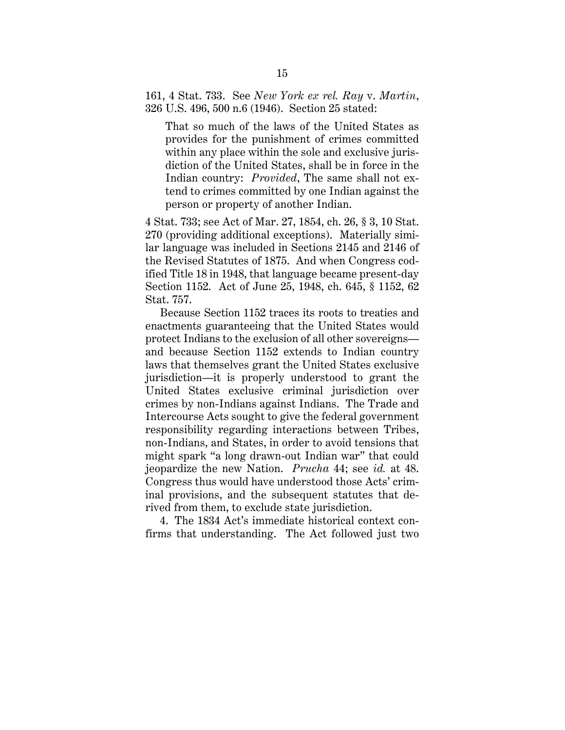161, 4 Stat. 733. See *New York ex rel. Ray* v. *Martin*, 326 U.S. 496, 500 n.6 (1946). Section 25 stated:

> That so much of the laws of the United States as provides for the punishment of crimes committed within any place within the sole and exclusive jurisdiction of the United States, shall be in force in the Indian country: *Provided*, The same shall not extend to crimes committed by one Indian against the person or property of another Indian.

4 Stat. 733; see Act of Mar. 27, 1854, ch. 26, § 3, 10 Stat. 270 (providing additional exceptions). Materially similar language was included in Sections 2145 and 2146 of the Revised Statutes of 1875. And when Congress codified Title 18 in 1948, that language became present-day Section 1152. Act of June 25, 1948, ch. 645, § 1152, 62 Stat. 757.

Because Section 1152 traces its roots to treaties and enactments guaranteeing that the United States would protect Indians to the exclusion of all other sovereigns—and because Section 1152 extends to Indian country laws that themselves grant the United States exclusive jurisdiction—it is properly understood to grant the United States exclusive criminal jurisdiction over crimes by non-Indians against Indians. The Trade and Intercourse Acts sought to give the federal government responsibility regarding interactions between Tribes, non-Indians, and States, in order to avoid tensions that might spark "a long drawn-out Indian war" that could jeopardize the new Nation. *Prucha* 44; see *id.* at 48. Congress thus would have understood those Acts' criminal provisions, and the subsequent statutes that derived from them, to exclude state jurisdiction.

4. The 1834 Act's immediate historical context confirms that understanding. The Act followed just two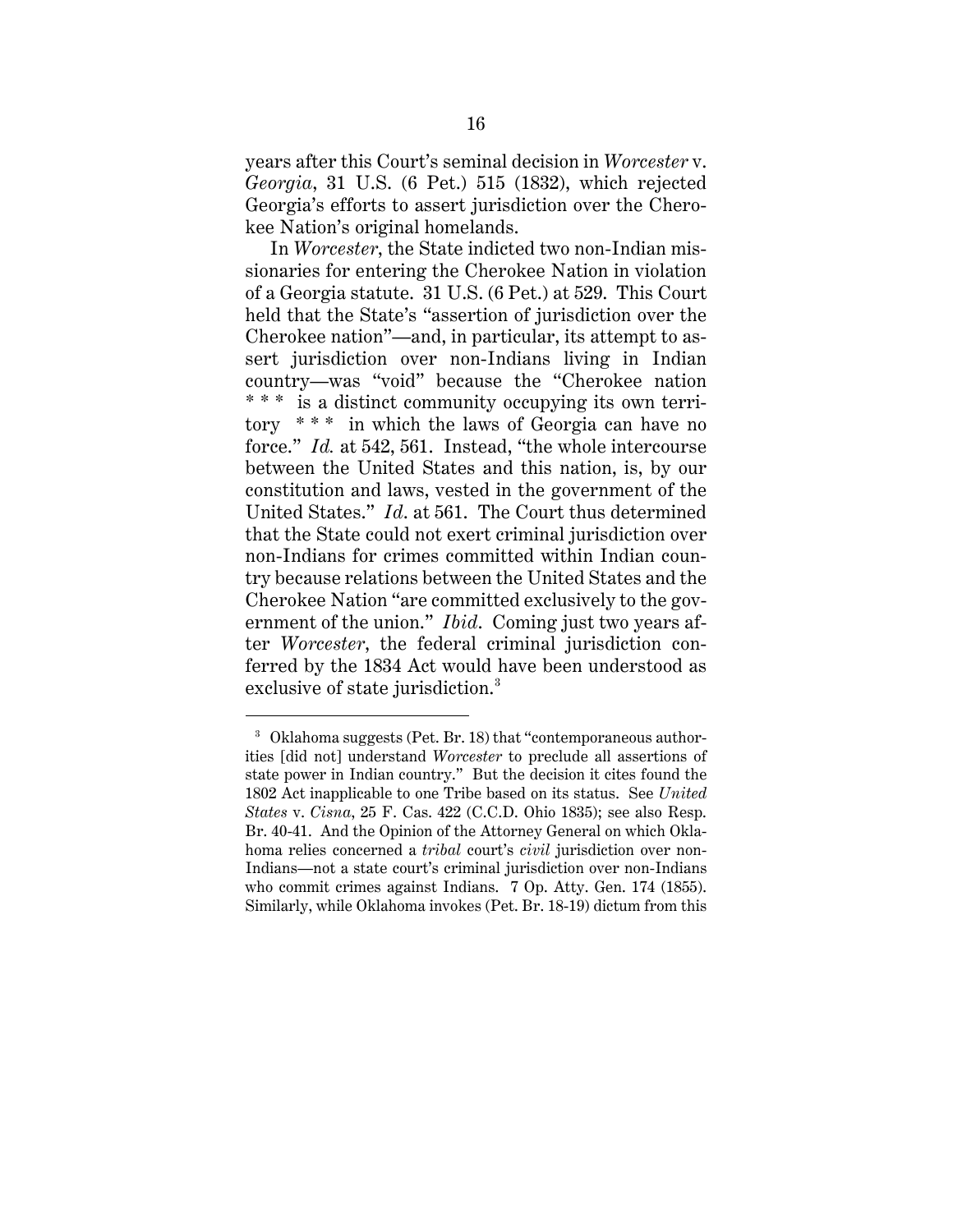years after this Court's seminal decision in *Worcester* v. *Georgia*, 31 U.S. (6 Pet.) 515 (1832), which rejected Georgia's efforts to assert jurisdiction over the Cherokee Nation's original homelands.

In *Worcester*, the State indicted two non-Indian missionaries for entering the Cherokee Nation in violation of a Georgia statute. 31 U.S. (6 Pet.) at 529. This Court held that the State's "assertion of jurisdiction over the Cherokee nation"—and, in particular, its attempt to assert jurisdiction over non-Indians living in Indian country—was "void" because the "Cherokee nation * * * is a distinct community occupying its own territory * * * in which the laws of Georgia can have no force." *Id.* at 542, 561. Instead, "the whole intercourse between the United States and this nation, is, by our constitution and laws, vested in the government of the United States." *Id.* at 561. The Court thus determined that the State could not exert criminal jurisdiction over non-Indians for crimes committed within Indian country because relations between the United States and the Cherokee Nation "are committed exclusively to the government of the union." *Ibid.* Coming just two years after *Worcester*, the federal criminal jurisdiction conferred by the 1834 Act would have been understood as exclusive of state jurisdiction.[3]

---

[3] Oklahoma suggests (Pet. Br. 18) that "contemporaneous authorities [did not] understand *Worcester* to preclude all assertions of state power in Indian country." But the decision it cites found the 1802 Act inapplicable to one Tribe based on its status. See *United States* v. *Cisna*, 25 F. Cas. 422 (C.C.D. Ohio 1835); see also Resp. Br. 40-41. And the Opinion of the Attorney General on which Oklahoma relies concerned a *tribal* court's *civil* jurisdiction over non-Indians—not a state court's criminal jurisdiction over non-Indians who commit crimes against Indians. 7 Op. Atty. Gen. 174 (1855). Similarly, while Oklahoma invokes (Pet. Br. 18-19) dictum from this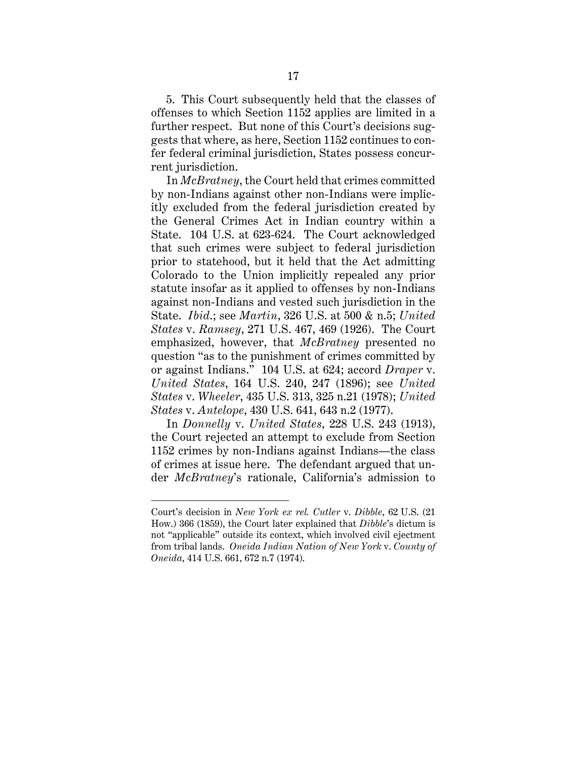5. This Court subsequently held that the classes of offenses to which Section 1152 applies are limited in a further respect. But none of this Court's decisions suggests that where, as here, Section 1152 continues to confer federal criminal jurisdiction, States possess concurrent jurisdiction.

In *McBratney*, the Court held that crimes committed by non-Indians against other non-Indians were implicitly excluded from the federal jurisdiction created by the General Crimes Act in Indian country within a State. 104 U.S. at 623-624. The Court acknowledged that such crimes were subject to federal jurisdiction prior to statehood, but it held that the Act admitting Colorado to the Union implicitly repealed any prior statute insofar as it applied to offenses by non-Indians against non-Indians and vested such jurisdiction in the State. *Ibid.*; see *Martin*, 326 U.S. at 500 & n.5; *United States* v. *Ramsey*, 271 U.S. 467, 469 (1926). The Court emphasized, however, that *McBratney* presented no question "as to the punishment of crimes committed by or against Indians." 104 U.S. at 624; accord *Draper* v. *United States*, 164 U.S. 240, 247 (1896); see *United States* v. *Wheeler*, 435 U.S. 313, 325 n.21 (1978); *United States* v. *Antelope*, 430 U.S. 641, 643 n.2 (1977).

In *Donnelly* v. *United States*, 228 U.S. 243 (1913), the Court rejected an attempt to exclude from Section 1152 crimes by non-Indians against Indians—the class of crimes at issue here. The defendant argued that under *McBratney*'s rationale, California's admission to

---

Court's decision in *New York ex rel. Cutler* v. *Dibble*, 62 U.S. (21 How.) 366 (1859), the Court later explained that *Dibble*'s dictum is not "applicable" outside its context, which involved civil ejectment from tribal lands. *Oneida Indian Nation of New York* v. *County of Oneida*, 414 U.S. 661, 672 n.7 (1974).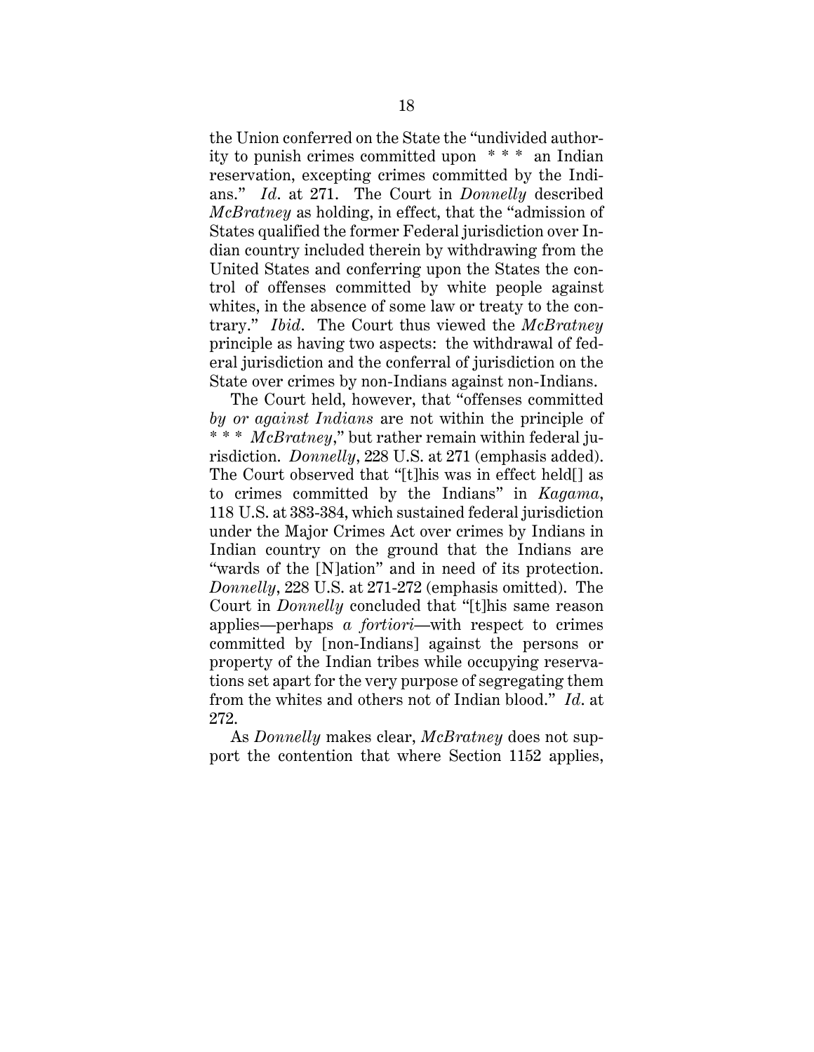the Union conferred on the State the "undivided authority to punish crimes committed upon * * * an Indian reservation, excepting crimes committed by the Indians." *Id*. at 271. The Court in *Donnelly* described *McBratney* as holding, in effect, that the "admission of States qualified the former Federal jurisdiction over Indian country included therein by withdrawing from the United States and conferring upon the States the control of offenses committed by white people against whites, in the absence of some law or treaty to the contrary." *Ibid*. The Court thus viewed the *McBratney* principle as having two aspects: the withdrawal of federal jurisdiction and the conferral of jurisdiction on the State over crimes by non-Indians against non-Indians.

The Court held, however, that "offenses committed *by or against Indians* are not within the principle of * * * *McBratney*," but rather remain within federal jurisdiction. *Donnelly*, 228 U.S. at 271 (emphasis added). The Court observed that "[t]his was in effect held[] as to crimes committed by the Indians" in *Kagama*, 118 U.S. at 383-384, which sustained federal jurisdiction under the Major Crimes Act over crimes by Indians in Indian country on the ground that the Indians are "wards of the [N]ation" and in need of its protection. *Donnelly*, 228 U.S. at 271-272 (emphasis omitted). The Court in *Donnelly* concluded that "[t]his same reason applies—perhaps *a fortiori*—with respect to crimes committed by [non-Indians] against the persons or property of the Indian tribes while occupying reservations set apart for the very purpose of segregating them from the whites and others not of Indian blood." *Id*. at 272.

As *Donnelly* makes clear, *McBratney* does not support the contention that where Section 1152 applies,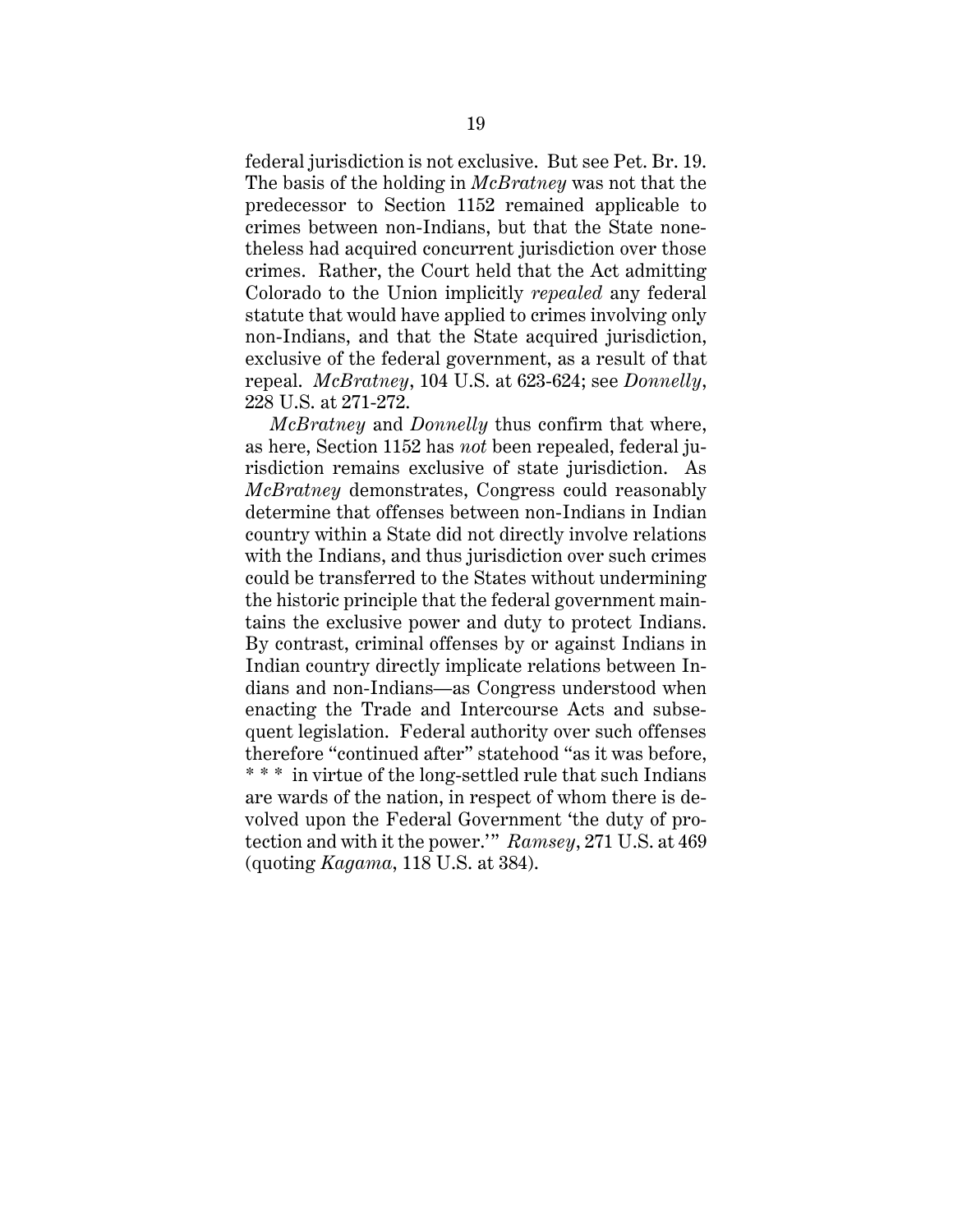federal jurisdiction is not exclusive. But see Pet. Br. 19. The basis of the holding in *McBratney* was not that the predecessor to Section 1152 remained applicable to crimes between non-Indians, but that the State nonetheless had acquired concurrent jurisdiction over those crimes. Rather, the Court held that the Act admitting Colorado to the Union implicitly *repealed* any federal statute that would have applied to crimes involving only non-Indians, and that the State acquired jurisdiction, exclusive of the federal government, as a result of that repeal. *McBratney*, 104 U.S. at 623-624; see *Donnelly*, 228 U.S. at 271-272.

*McBratney* and *Donnelly* thus confirm that where, as here, Section 1152 has *not* been repealed, federal jurisdiction remains exclusive of state jurisdiction. As *McBratney* demonstrates, Congress could reasonably determine that offenses between non-Indians in Indian country within a State did not directly involve relations with the Indians, and thus jurisdiction over such crimes could be transferred to the States without undermining the historic principle that the federal government maintains the exclusive power and duty to protect Indians. By contrast, criminal offenses by or against Indians in Indian country directly implicate relations between Indians and non-Indians—as Congress understood when enacting the Trade and Intercourse Acts and subsequent legislation. Federal authority over such offenses therefore "continued after" statehood "as it was before, * * * in virtue of the long-settled rule that such Indians are wards of the nation, in respect of whom there is devolved upon the Federal Government 'the duty of protection and with it the power.'" *Ramsey*, 271 U.S. at 469 (quoting *Kagama*, 118 U.S. at 384).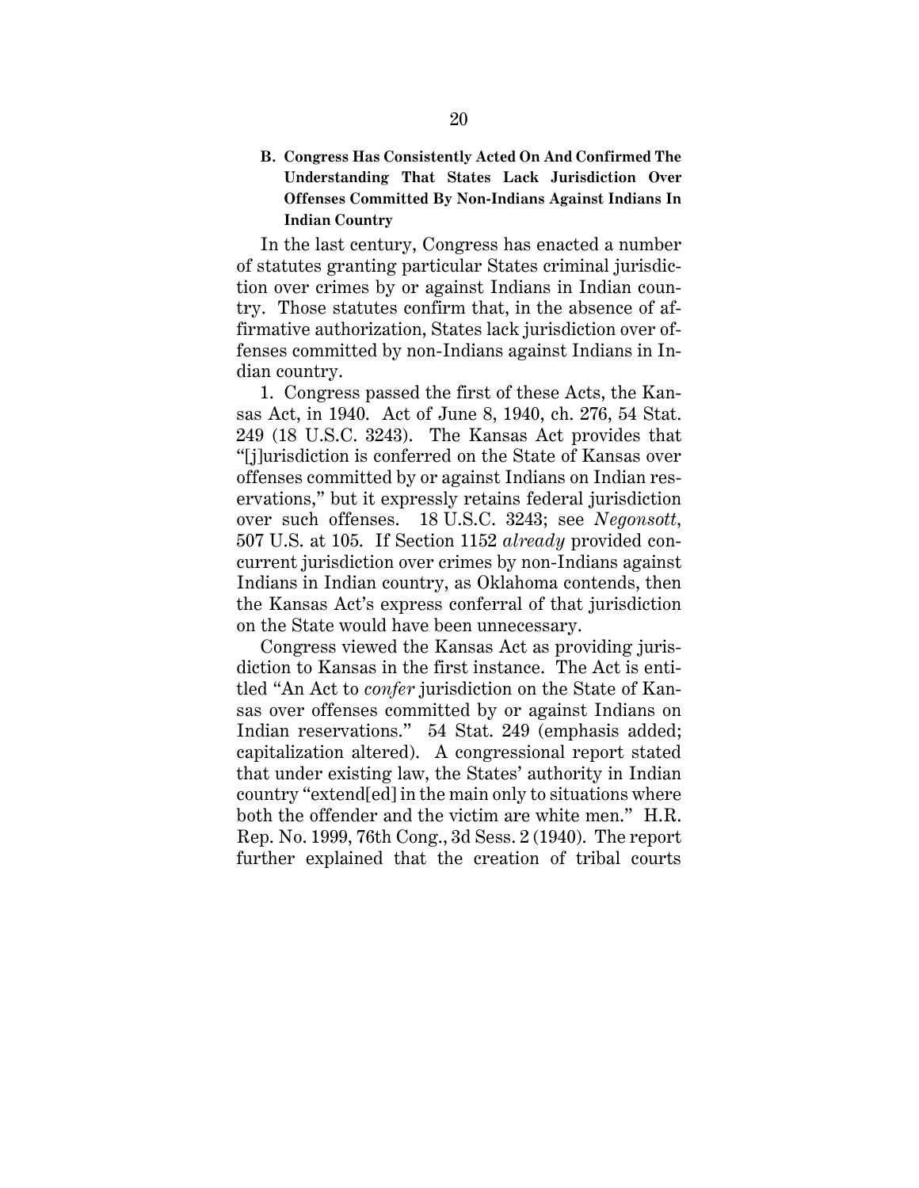### B. Congress Has Consistently Acted On And Confirmed The Understanding That States Lack Jurisdiction Over Offenses Committed By Non-Indians Against Indians In Indian Country

In the last century, Congress has enacted a number of statutes granting particular States criminal jurisdiction over crimes by or against Indians in Indian country. Those statutes confirm that, in the absence of affirmative authorization, States lack jurisdiction over offenses committed by non-Indians against Indians in Indian country.

1. Congress passed the first of these Acts, the Kansas Act, in 1940. Act of June 8, 1940, ch. 276, 54 Stat. 249 (18 U.S.C. 3243). The Kansas Act provides that "[j]urisdiction is conferred on the State of Kansas over offenses committed by or against Indians on Indian reservations," but it expressly retains federal jurisdiction over such offenses. 18 U.S.C. 3243; see *Negonsott*, 507 U.S. at 105. If Section 1152 *already* provided concurrent jurisdiction over crimes by non-Indians against Indians in Indian country, as Oklahoma contends, then the Kansas Act's express conferral of that jurisdiction on the State would have been unnecessary.

Congress viewed the Kansas Act as providing jurisdiction to Kansas in the first instance. The Act is entitled "An Act to *confer* jurisdiction on the State of Kansas over offenses committed by or against Indians on Indian reservations." 54 Stat. 249 (emphasis added; capitalization altered). A congressional report stated that under existing law, the States' authority in Indian country "extend[ed] in the main only to situations where both the offender and the victim are white men." H.R. Rep. No. 1999, 76th Cong., 3d Sess. 2 (1940). The report further explained that the creation of tribal courts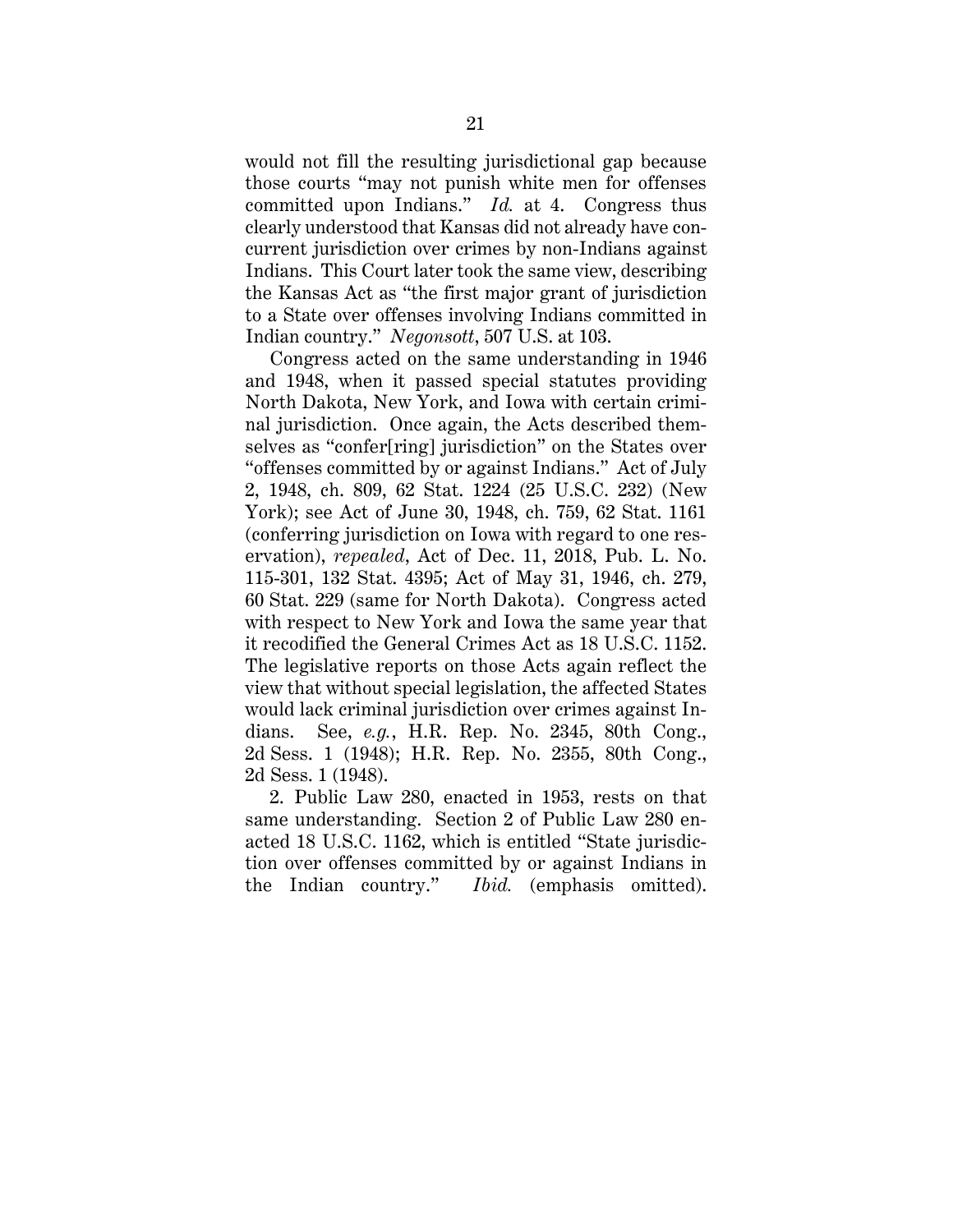would not fill the resulting jurisdictional gap because those courts "may not punish white men for offenses committed upon Indians." *Id.* at 4. Congress thus clearly understood that Kansas did not already have concurrent jurisdiction over crimes by non-Indians against Indians. This Court later took the same view, describing the Kansas Act as "the first major grant of jurisdiction to a State over offenses involving Indians committed in Indian country." *Negonsott*, 507 U.S. at 103.

Congress acted on the same understanding in 1946 and 1948, when it passed special statutes providing North Dakota, New York, and Iowa with certain criminal jurisdiction. Once again, the Acts described themselves as "confer[ring] jurisdiction" on the States over "offenses committed by or against Indians." Act of July 2, 1948, ch. 809, 62 Stat. 1224 (25 U.S.C. 232) (New York); see Act of June 30, 1948, ch. 759, 62 Stat. 1161 (conferring jurisdiction on Iowa with regard to one reservation), *repealed*, Act of Dec. 11, 2018, Pub. L. No. 115-301, 132 Stat. 4395; Act of May 31, 1946, ch. 279, 60 Stat. 229 (same for North Dakota). Congress acted with respect to New York and Iowa the same year that it recodified the General Crimes Act as 18 U.S.C. 1152. The legislative reports on those Acts again reflect the view that without special legislation, the affected States would lack criminal jurisdiction over crimes against Indians. See, *e.g.*, H.R. Rep. No. 2345, 80th Cong., 2d Sess. 1 (1948); H.R. Rep. No. 2355, 80th Cong., 2d Sess. 1 (1948).

2. Public Law 280, enacted in 1953, rests on that same understanding. Section 2 of Public Law 280 enacted 18 U.S.C. 1162, which is entitled "State jurisdiction over offenses committed by or against Indians in the Indian country." *Ibid.* (emphasis omitted).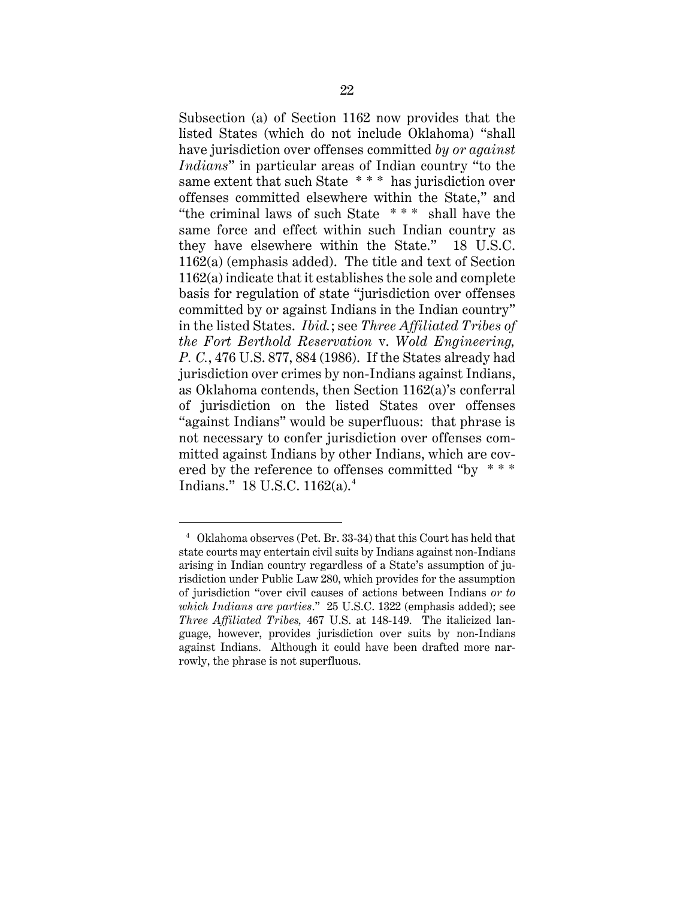Subsection (a) of Section 1162 now provides that the listed States (which do not include Oklahoma) "shall have jurisdiction over offenses committed *by or against Indians*" in particular areas of Indian country "to the same extent that such State * * * has jurisdiction over offenses committed elsewhere within the State," and "the criminal laws of such State * * * shall have the same force and effect within such Indian country as they have elsewhere within the State." 18 U.S.C. 1162(a) (emphasis added). The title and text of Section 1162(a) indicate that it establishes the sole and complete basis for regulation of state "jurisdiction over offenses committed by or against Indians in the Indian country" in the listed States. *Ibid.*; see *Three Affiliated Tribes of the Fort Berthold Reservation* v. *Wold Engineering, P. C.*, 476 U.S. 877, 884 (1986). If the States already had jurisdiction over crimes by non-Indians against Indians, as Oklahoma contends, then Section 1162(a)'s conferral of jurisdiction on the listed States over offenses "against Indians" would be superfluous: that phrase is not necessary to confer jurisdiction over offenses committed against Indians by other Indians, which are covered by the reference to offenses committed "by * * * Indians." 18 U.S.C. 1162(a).[4]

---

[4] Oklahoma observes (Pet. Br. 33-34) that this Court has held that state courts may entertain civil suits by Indians against non-Indians arising in Indian country regardless of a State's assumption of jurisdiction under Public Law 280, which provides for the assumption of jurisdiction "over civil causes of actions between Indians *or to which Indians are parties*." 25 U.S.C. 1322 (emphasis added); see *Three Affiliated Tribes,* 467 U.S. at 148-149. The italicized language, however, provides jurisdiction over suits by non-Indians against Indians. Although it could have been drafted more narrowly, the phrase is not superfluous.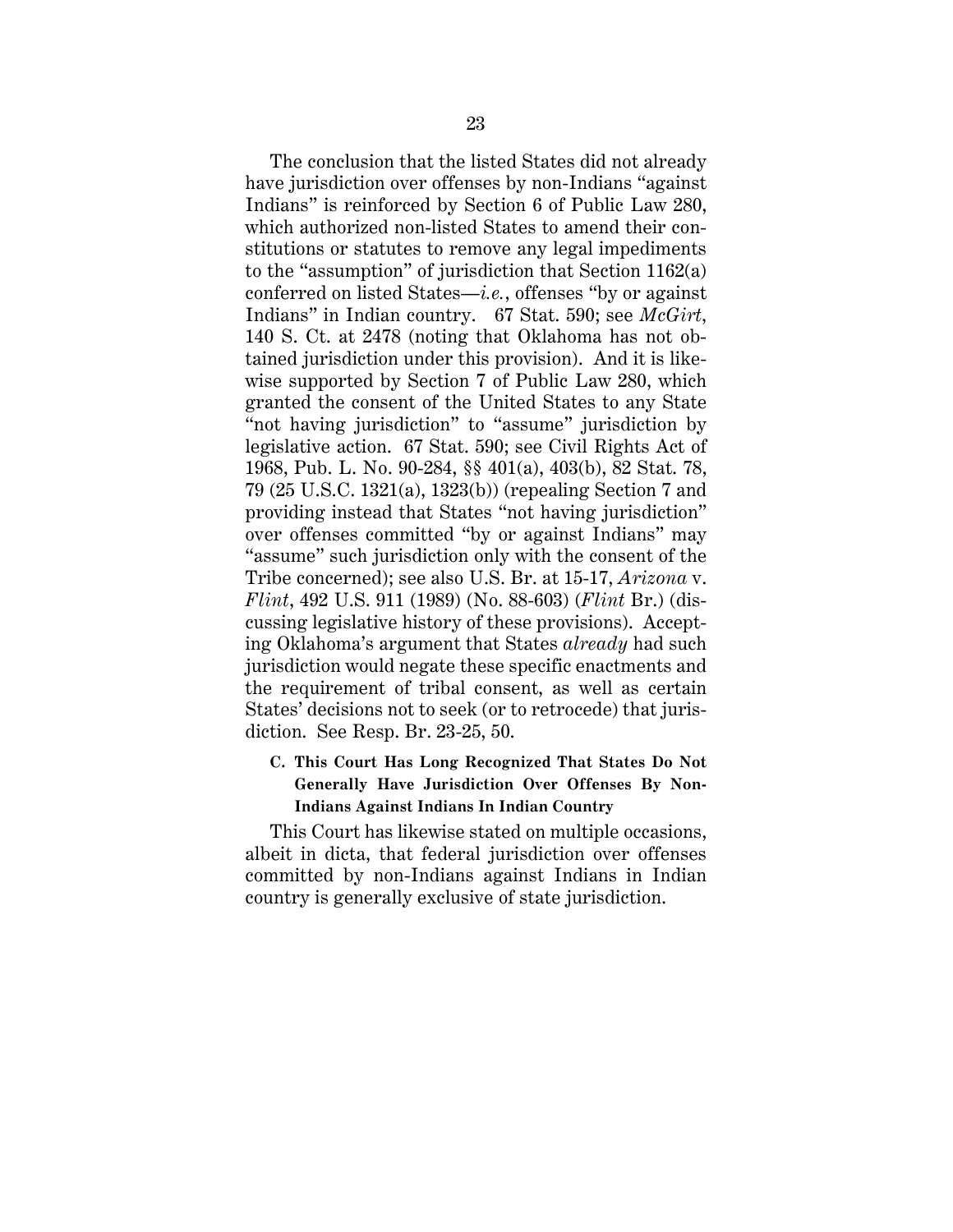The conclusion that the listed States did not already have jurisdiction over offenses by non-Indians "against Indians" is reinforced by Section 6 of Public Law 280, which authorized non-listed States to amend their constitutions or statutes to remove any legal impediments to the "assumption" of jurisdiction that Section 1162(a) conferred on listed States—*i.e.*, offenses "by or against Indians" in Indian country. 67 Stat. 590; see *McGirt*, 140 S. Ct. at 2478 (noting that Oklahoma has not obtained jurisdiction under this provision). And it is likewise supported by Section 7 of Public Law 280, which granted the consent of the United States to any State "not having jurisdiction" to "assume" jurisdiction by legislative action. 67 Stat. 590; see Civil Rights Act of 1968, Pub. L. No. 90-284, §§ 401(a), 403(b), 82 Stat. 78, 79 (25 U.S.C. 1321(a), 1323(b)) (repealing Section 7 and providing instead that States "not having jurisdiction" over offenses committed "by or against Indians" may "assume" such jurisdiction only with the consent of the Tribe concerned); see also U.S. Br. at 15-17, *Arizona* v. *Flint*, 492 U.S. 911 (1989) (No. 88-603) (*Flint* Br.) (discussing legislative history of these provisions). Accepting Oklahoma's argument that States *already* had such jurisdiction would negate these specific enactments and the requirement of tribal consent, as well as certain States' decisions not to seek (or to retrocede) that jurisdiction. See Resp. Br. 23-25, 50.

### C. This Court Has Long Recognized That States Do Not Generally Have Jurisdiction Over Offenses By Non-Indians Against Indians In Indian Country

This Court has likewise stated on multiple occasions, albeit in dicta, that federal jurisdiction over offenses committed by non-Indians against Indians in Indian country is generally exclusive of state jurisdiction.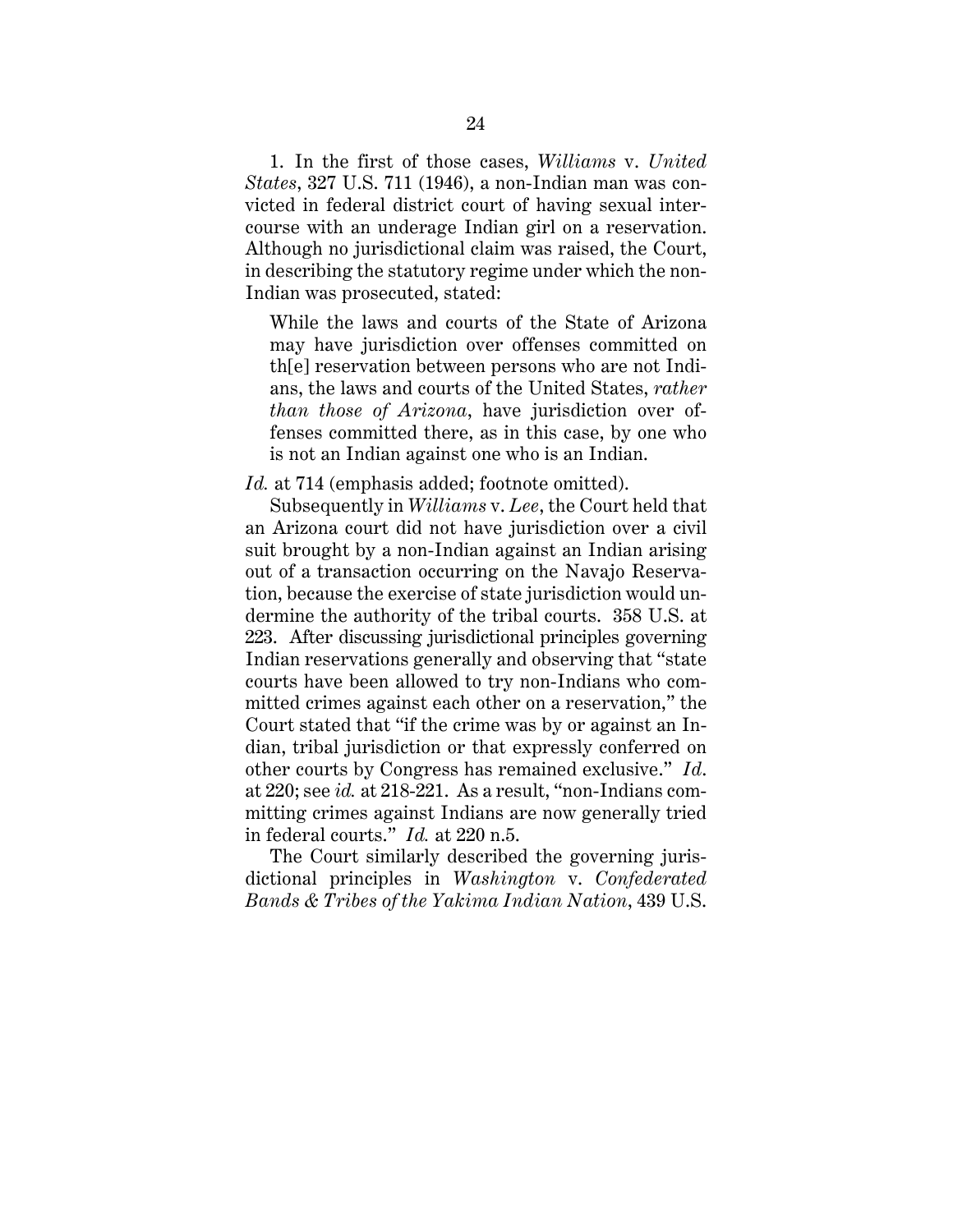1. In the first of those cases, *Williams* v. *United States*, 327 U.S. 711 (1946), a non-Indian man was convicted in federal district court of having sexual intercourse with an underage Indian girl on a reservation. Although no jurisdictional claim was raised, the Court, in describing the statutory regime under which the non-Indian was prosecuted, stated:

> While the laws and courts of the State of Arizona may have jurisdiction over offenses committed on th[e] reservation between persons who are not Indians, the laws and courts of the United States, *rather than those of Arizona*, have jurisdiction over offenses committed there, as in this case, by one who is not an Indian against one who is an Indian.

*Id.* at 714 (emphasis added; footnote omitted).

Subsequently in *Williams* v. *Lee*, the Court held that an Arizona court did not have jurisdiction over a civil suit brought by a non-Indian against an Indian arising out of a transaction occurring on the Navajo Reservation, because the exercise of state jurisdiction would undermine the authority of the tribal courts. 358 U.S. at 223. After discussing jurisdictional principles governing Indian reservations generally and observing that "state courts have been allowed to try non-Indians who committed crimes against each other on a reservation," the Court stated that "if the crime was by or against an Indian, tribal jurisdiction or that expressly conferred on other courts by Congress has remained exclusive." *Id.* at 220; see *id.* at 218-221. As a result, "non-Indians committing crimes against Indians are now generally tried in federal courts." *Id.* at 220 n.5.

The Court similarly described the governing jurisdictional principles in *Washington* v. *Confederated Bands & Tribes of the Yakima Indian Nation*, 439 U.S.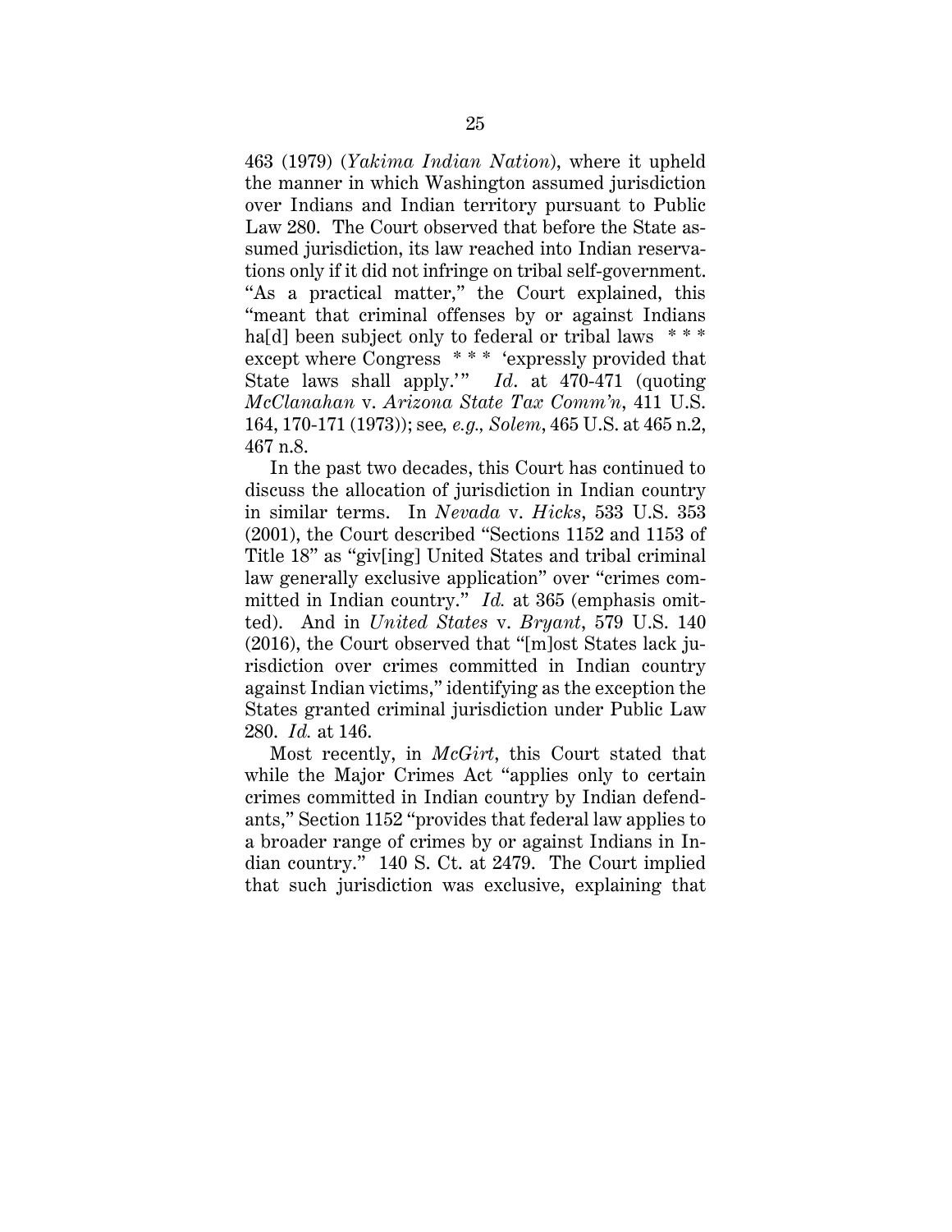463 (1979) (*Yakima Indian Nation*), where it upheld the manner in which Washington assumed jurisdiction over Indians and Indian territory pursuant to Public Law 280. The Court observed that before the State assumed jurisdiction, its law reached into Indian reservations only if it did not infringe on tribal self-government. "As a practical matter," the Court explained, this "meant that criminal offenses by or against Indians ha[d] been subject only to federal or tribal laws \* \* \* except where Congress \* \* \* 'expressly provided that State laws shall apply.'" *Id*. at 470-471 (quoting *McClanahan* v. *Arizona State Tax Comm'n*, 411 U.S. 164, 170-171 (1973)); see*, e.g., Solem*, 465 U.S. at 465 n.2, 467 n.8.

In the past two decades, this Court has continued to discuss the allocation of jurisdiction in Indian country in similar terms. In *Nevada* v. *Hicks*, 533 U.S. 353 (2001), the Court described "Sections 1152 and 1153 of Title 18" as "giv[ing] United States and tribal criminal law generally exclusive application" over "crimes committed in Indian country." *Id.* at 365 (emphasis omitted). And in *United States* v. *Bryant*, 579 U.S. 140 (2016), the Court observed that "[m]ost States lack jurisdiction over crimes committed in Indian country against Indian victims," identifying as the exception the States granted criminal jurisdiction under Public Law 280. *Id.* at 146.

Most recently, in *McGirt*, this Court stated that while the Major Crimes Act "applies only to certain crimes committed in Indian country by Indian defendants," Section 1152 "provides that federal law applies to a broader range of crimes by or against Indians in Indian country." 140 S. Ct. at 2479. The Court implied that such jurisdiction was exclusive, explaining that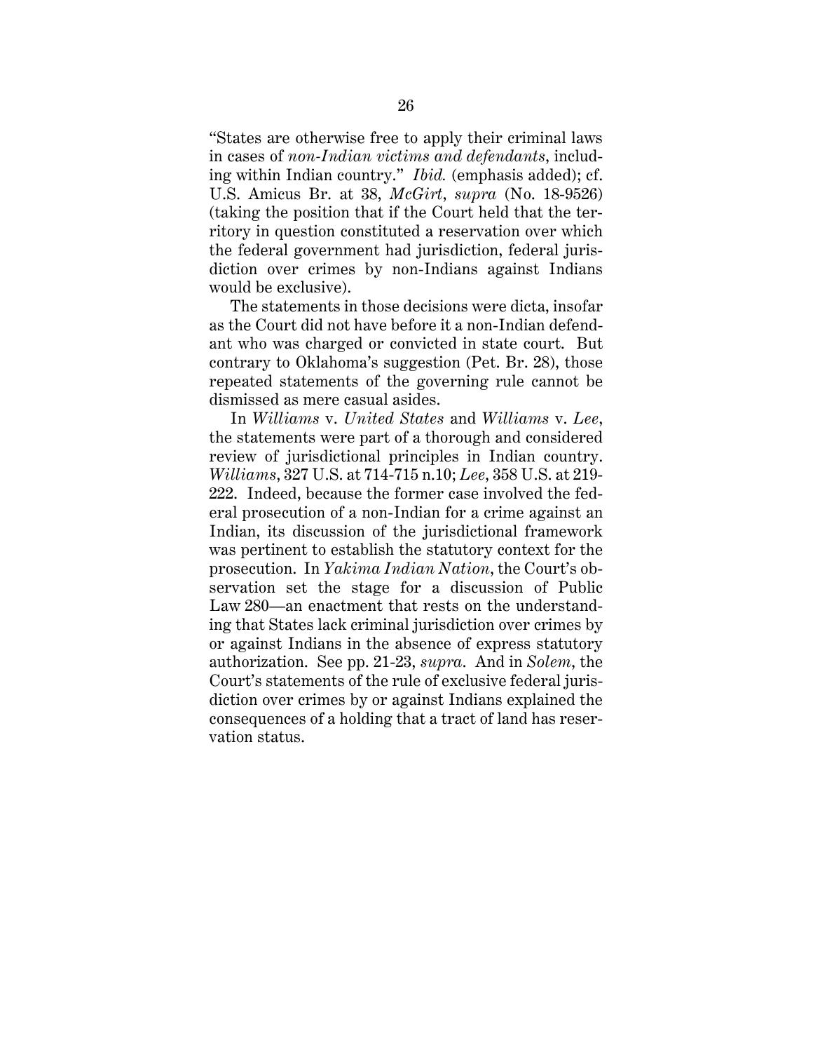"States are otherwise free to apply their criminal laws in cases of *non-Indian victims and defendants*, including within Indian country." *Ibid.* (emphasis added); cf. U.S. Amicus Br. at 38, *McGirt*, *supra* (No. 18-9526) (taking the position that if the Court held that the territory in question constituted a reservation over which the federal government had jurisdiction, federal jurisdiction over crimes by non-Indians against Indians would be exclusive).

The statements in those decisions were dicta, insofar as the Court did not have before it a non-Indian defendant who was charged or convicted in state court. But contrary to Oklahoma's suggestion (Pet. Br. 28), those repeated statements of the governing rule cannot be dismissed as mere casual asides.

In *Williams* v. *United States* and *Williams* v. *Lee*, the statements were part of a thorough and considered review of jurisdictional principles in Indian country. *Williams*, 327 U.S. at 714-715 n.10; *Lee*, 358 U.S. at 219-222. Indeed, because the former case involved the federal prosecution of a non-Indian for a crime against an Indian, its discussion of the jurisdictional framework was pertinent to establish the statutory context for the prosecution. In *Yakima Indian Nation*, the Court's observation set the stage for a discussion of Public Law 280—an enactment that rests on the understanding that States lack criminal jurisdiction over crimes by or against Indians in the absence of express statutory authorization. See pp. 21-23, *supra*. And in *Solem*, the Court's statements of the rule of exclusive federal jurisdiction over crimes by or against Indians explained the consequences of a holding that a tract of land has reservation status.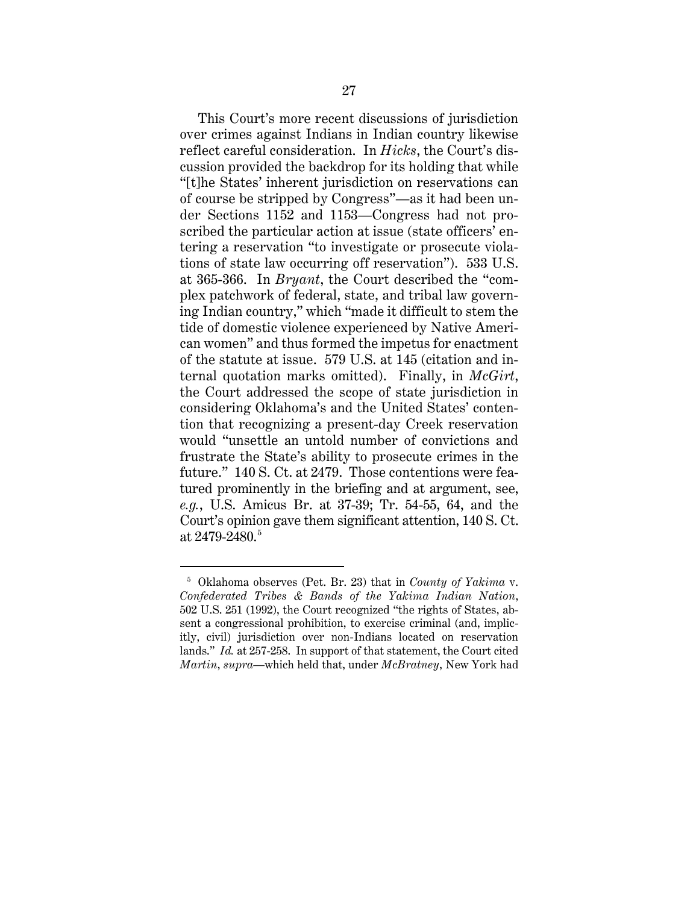This Court's more recent discussions of jurisdiction over crimes against Indians in Indian country likewise reflect careful consideration. In *Hicks*, the Court's discussion provided the backdrop for its holding that while "[t]he States' inherent jurisdiction on reservations can of course be stripped by Congress"—as it had been under Sections 1152 and 1153—Congress had not proscribed the particular action at issue (state officers' entering a reservation "to investigate or prosecute violations of state law occurring off reservation"). 533 U.S. at 365-366. In *Bryant*, the Court described the "complex patchwork of federal, state, and tribal law governing Indian country," which "made it difficult to stem the tide of domestic violence experienced by Native American women" and thus formed the impetus for enactment of the statute at issue. 579 U.S. at 145 (citation and internal quotation marks omitted). Finally, in *McGirt*, the Court addressed the scope of state jurisdiction in considering Oklahoma's and the United States' contention that recognizing a present-day Creek reservation would "unsettle an untold number of convictions and frustrate the State's ability to prosecute crimes in the future." 140 S. Ct. at 2479. Those contentions were featured prominently in the briefing and at argument, see, *e.g.*, U.S. Amicus Br. at 37-39; Tr. 54-55, 64, and the Court's opinion gave them significant attention, 140 S. Ct. at 2479-2480.[5]

---

[5] Oklahoma observes (Pet. Br. 23) that in *County of Yakima* v. *Confederated Tribes & Bands of the Yakima Indian Nation*, 502 U.S. 251 (1992), the Court recognized "the rights of States, absent a congressional prohibition, to exercise criminal (and, implicitly, civil) jurisdiction over non-Indians located on reservation lands." *Id.* at 257-258. In support of that statement, the Court cited *Martin*, *supra*—which held that, under *McBratney*, New York had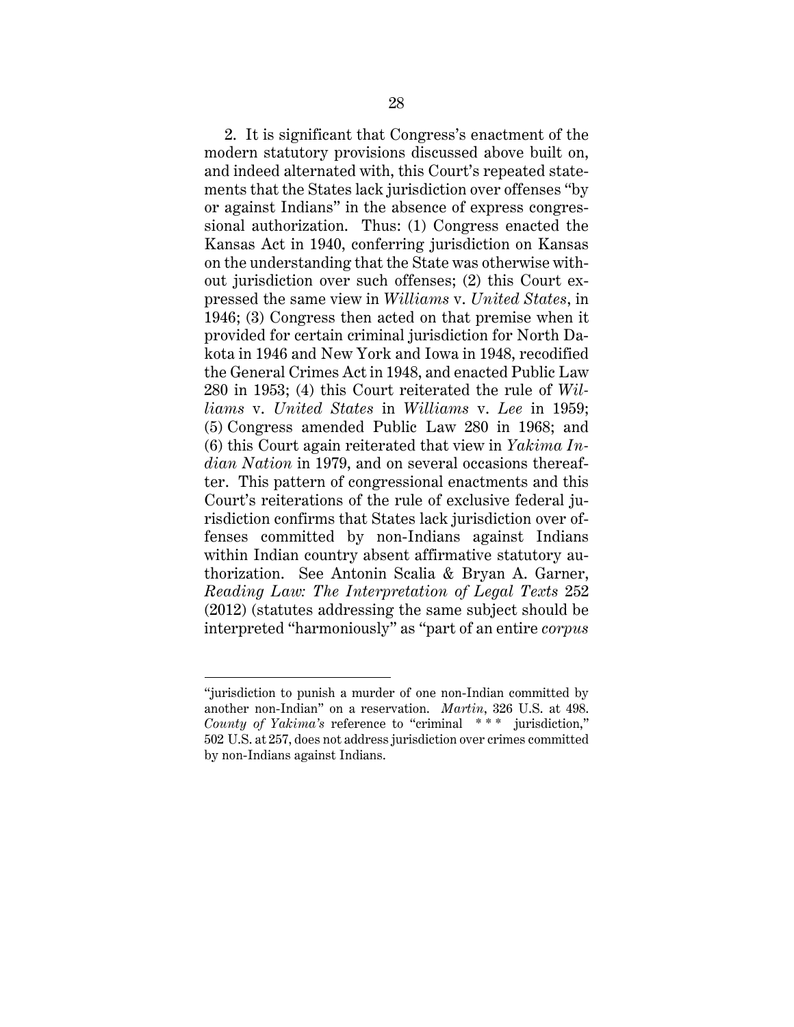2. It is significant that Congress's enactment of the modern statutory provisions discussed above built on, and indeed alternated with, this Court's repeated statements that the States lack jurisdiction over offenses "by or against Indians" in the absence of express congressional authorization. Thus: (1) Congress enacted the Kansas Act in 1940, conferring jurisdiction on Kansas on the understanding that the State was otherwise without jurisdiction over such offenses; (2) this Court expressed the same view in *Williams* v. *United States*, in 1946; (3) Congress then acted on that premise when it provided for certain criminal jurisdiction for North Dakota in 1946 and New York and Iowa in 1948, recodified the General Crimes Act in 1948, and enacted Public Law 280 in 1953; (4) this Court reiterated the rule of *Williams* v. *United States* in *Williams* v. *Lee* in 1959; (5) Congress amended Public Law 280 in 1968; and (6) this Court again reiterated that view in *Yakima Indian Nation* in 1979, and on several occasions thereafter. This pattern of congressional enactments and this Court's reiterations of the rule of exclusive federal jurisdiction confirms that States lack jurisdiction over offenses committed by non-Indians against Indians within Indian country absent affirmative statutory authorization. See Antonin Scalia & Bryan A. Garner, *Reading Law: The Interpretation of Legal Texts* 252 (2012) (statutes addressing the same subject should be interpreted "harmoniously" as "part of an entire *corpus*

---

"jurisdiction to punish a murder of one non-Indian committed by another non-Indian" on a reservation. *Martin*, 326 U.S. at 498. *County of Yakima's* reference to "criminal * * * jurisdiction," 502 U.S. at 257, does not address jurisdiction over crimes committed by non-Indians against Indians.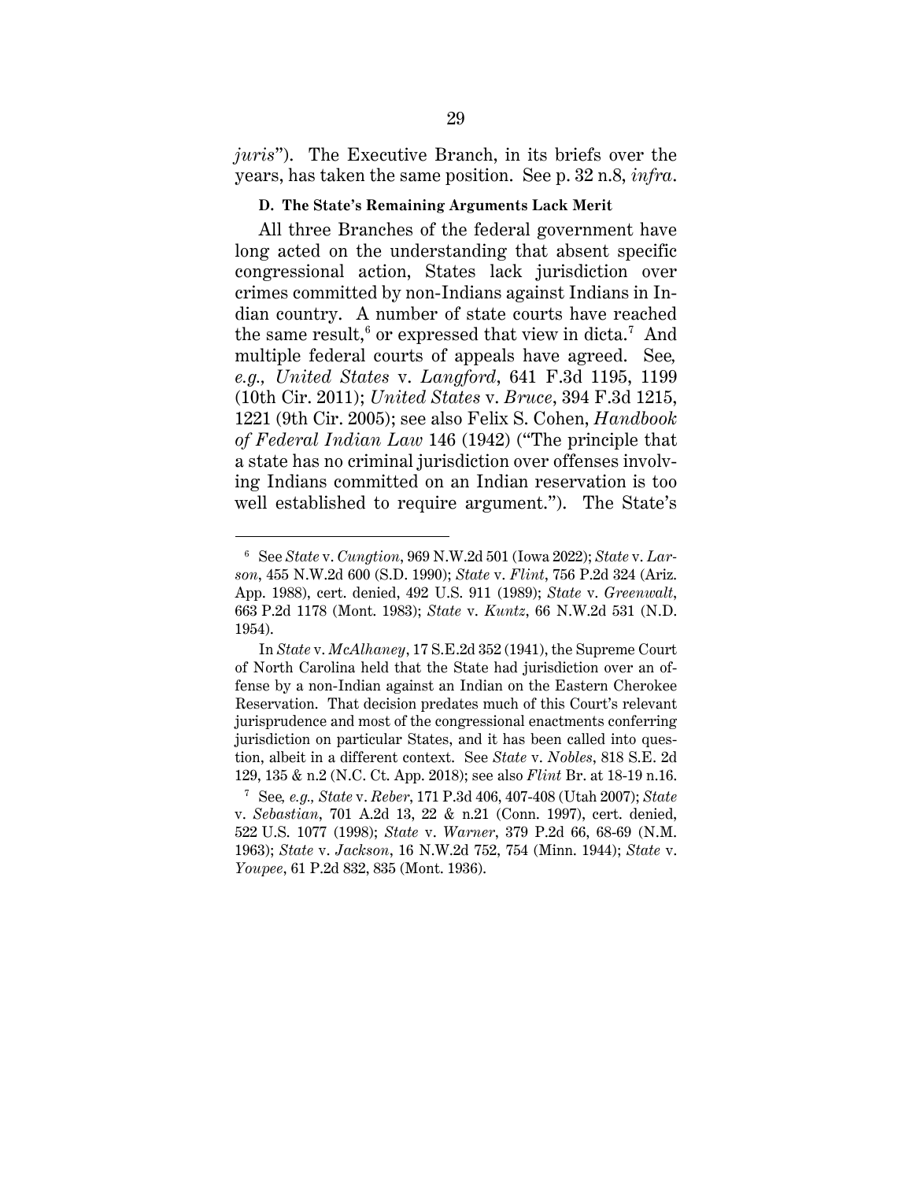*juris*"). The Executive Branch, in its briefs over the years, has taken the same position. See p. 32 n.8, *infra*.

### D. The State's Remaining Arguments Lack Merit

All three Branches of the federal government have long acted on the understanding that absent specific congressional action, States lack jurisdiction over crimes committed by non-Indians against Indians in Indian country. A number of state courts have reached the same result,[6] or expressed that view in dicta.[7] And multiple federal courts of appeals have agreed. See, *e.g.*, *United States* v. *Langford*, 641 F.3d 1195, 1199 (10th Cir. 2011); *United States* v. *Bruce*, 394 F.3d 1215, 1221 (9th Cir. 2005); see also Felix S. Cohen, *Handbook of Federal Indian Law* 146 (1942) ("The principle that a state has no criminal jurisdiction over offenses involving Indians committed on an Indian reservation is too well established to require argument."). The State's

---

[6] See *State* v. *Cungtion*, 969 N.W.2d 501 (Iowa 2022); *State* v. *Larson*, 455 N.W.2d 600 (S.D. 1990); *State* v. *Flint*, 756 P.2d 324 (Ariz. App. 1988), cert. denied, 492 U.S. 911 (1989); *State* v. *Greenwalt*, 663 P.2d 1178 (Mont. 1983); *State* v. *Kuntz*, 66 N.W.2d 531 (N.D. 1954).

In *State* v. *McAlhaney*, 17 S.E.2d 352 (1941), the Supreme Court of North Carolina held that the State had jurisdiction over an offense by a non-Indian against an Indian on the Eastern Cherokee Reservation. That decision predates much of this Court's relevant jurisprudence and most of the congressional enactments conferring jurisdiction on particular States, and it has been called into question, albeit in a different context. See *State* v. *Nobles*, 818 S.E. 2d 129, 135 & n.2 (N.C. Ct. App. 2018); see also *Flint* Br. at 18-19 n.16.

[7] See, *e.g.*, *State* v. *Reber*, 171 P.3d 406, 407-408 (Utah 2007); *State* v. *Sebastian*, 701 A.2d 13, 22 & n.21 (Conn. 1997), cert. denied, 522 U.S. 1077 (1998); *State* v. *Warner*, 379 P.2d 66, 68-69 (N.M. 1963); *State* v. *Jackson*, 16 N.W.2d 752, 754 (Minn. 1944); *State* v. *Youpee*, 61 P.2d 832, 835 (Mont. 1936).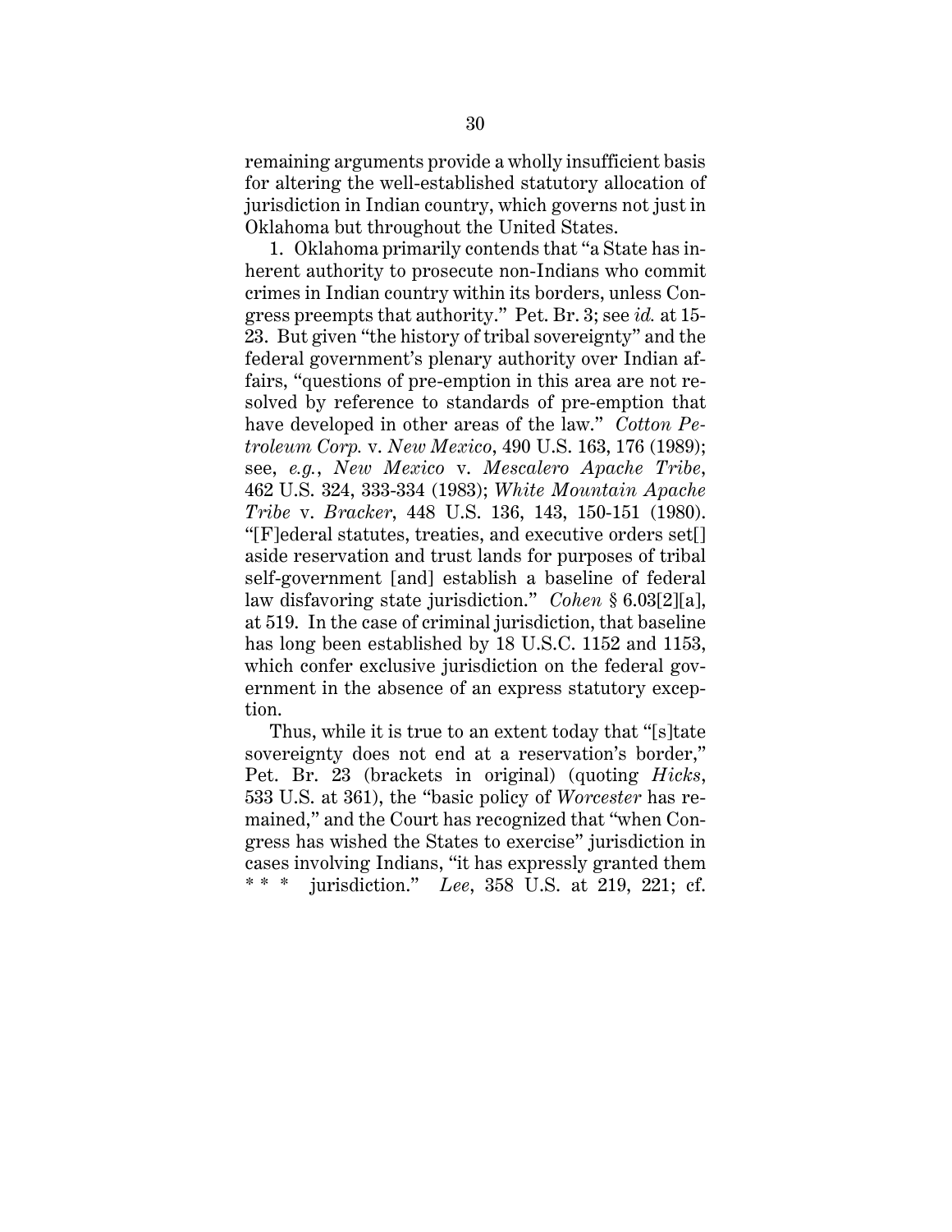remaining arguments provide a wholly insufficient basis for altering the well-established statutory allocation of jurisdiction in Indian country, which governs not just in Oklahoma but throughout the United States.

1. Oklahoma primarily contends that "a State has inherent authority to prosecute non-Indians who commit crimes in Indian country within its borders, unless Congress preempts that authority." Pet. Br. 3; see *id.* at 15-23. But given "the history of tribal sovereignty" and the federal government's plenary authority over Indian affairs, "questions of pre-emption in this area are not resolved by reference to standards of pre-emption that have developed in other areas of the law." *Cotton Petroleum Corp.* v. *New Mexico*, 490 U.S. 163, 176 (1989); see, *e.g.*, *New Mexico* v. *Mescalero Apache Tribe*, 462 U.S. 324, 333-334 (1983); *White Mountain Apache Tribe* v. *Bracker*, 448 U.S. 136, 143, 150-151 (1980). "[F]ederal statutes, treaties, and executive orders set[] aside reservation and trust lands for purposes of tribal self-government [and] establish a baseline of federal law disfavoring state jurisdiction." *Cohen* § 6.03[2][a], at 519. In the case of criminal jurisdiction, that baseline has long been established by 18 U.S.C. 1152 and 1153, which confer exclusive jurisdiction on the federal government in the absence of an express statutory exception.

Thus, while it is true to an extent today that "[s]tate sovereignty does not end at a reservation's border," Pet. Br. 23 (brackets in original) (quoting *Hicks*, 533 U.S. at 361), the "basic policy of *Worcester* has remained," and the Court has recognized that "when Congress has wished the States to exercise" jurisdiction in cases involving Indians, "it has expressly granted them * * * jurisdiction." *Lee*, 358 U.S. at 219, 221; cf.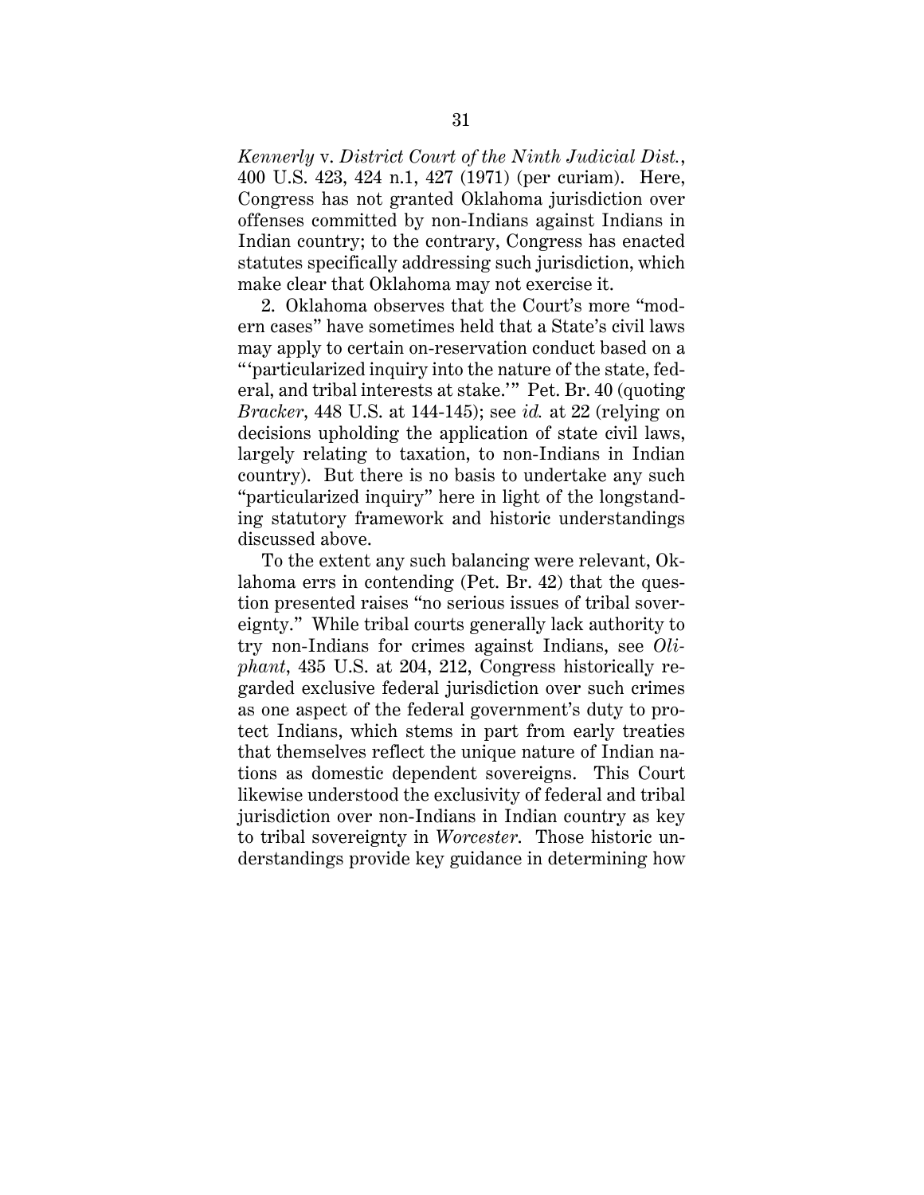*Kennerly* v. *District Court of the Ninth Judicial Dist.*, 400 U.S. 423, 424 n.1, 427 (1971) (per curiam). Here, Congress has not granted Oklahoma jurisdiction over offenses committed by non-Indians against Indians in Indian country; to the contrary, Congress has enacted statutes specifically addressing such jurisdiction, which make clear that Oklahoma may not exercise it.

2. Oklahoma observes that the Court's more "modern cases" have sometimes held that a State's civil laws may apply to certain on-reservation conduct based on a "'particularized inquiry into the nature of the state, federal, and tribal interests at stake.'" Pet. Br. 40 (quoting *Bracker*, 448 U.S. at 144-145); see *id.* at 22 (relying on decisions upholding the application of state civil laws, largely relating to taxation, to non-Indians in Indian country). But there is no basis to undertake any such "particularized inquiry" here in light of the longstanding statutory framework and historic understandings discussed above.

To the extent any such balancing were relevant, Oklahoma errs in contending (Pet. Br. 42) that the question presented raises "no serious issues of tribal sovereignty." While tribal courts generally lack authority to try non-Indians for crimes against Indians, see *Oliphant*, 435 U.S. at 204, 212, Congress historically regarded exclusive federal jurisdiction over such crimes as one aspect of the federal government's duty to protect Indians, which stems in part from early treaties that themselves reflect the unique nature of Indian nations as domestic dependent sovereigns. This Court likewise understood the exclusivity of federal and tribal jurisdiction over non-Indians in Indian country as key to tribal sovereignty in *Worcester*. Those historic understandings provide key guidance in determining how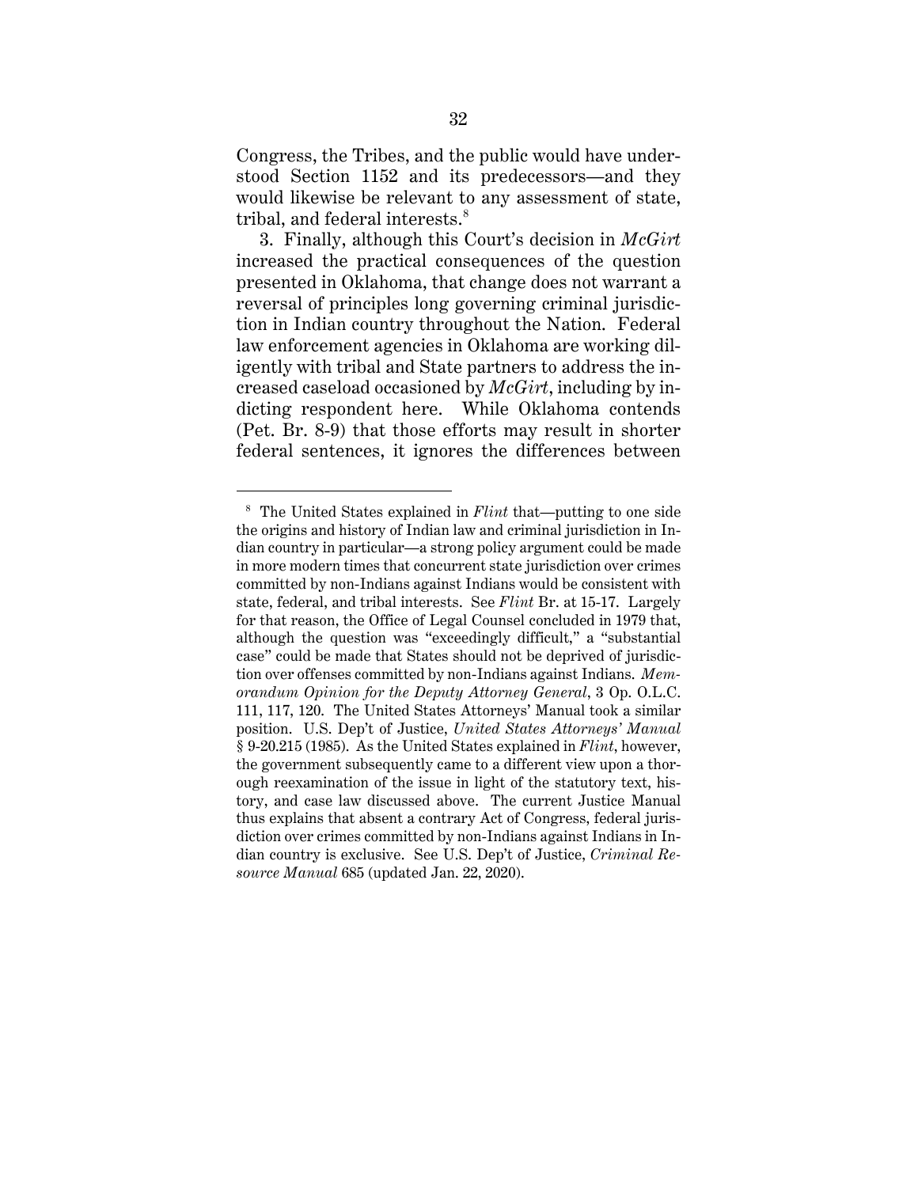Congress, the Tribes, and the public would have understood Section 1152 and its predecessors—and they would likewise be relevant to any assessment of state, tribal, and federal interests.[8]

3. Finally, although this Court's decision in *McGirt* increased the practical consequences of the question presented in Oklahoma, that change does not warrant a reversal of principles long governing criminal jurisdiction in Indian country throughout the Nation. Federal law enforcement agencies in Oklahoma are working diligently with tribal and State partners to address the increased caseload occasioned by *McGirt*, including by indicting respondent here. While Oklahoma contends (Pet. Br. 8-9) that those efforts may result in shorter federal sentences, it ignores the differences between

---

[8] The United States explained in *Flint* that—putting to one side the origins and history of Indian law and criminal jurisdiction in Indian country in particular—a strong policy argument could be made in more modern times that concurrent state jurisdiction over crimes committed by non-Indians against Indians would be consistent with state, federal, and tribal interests. See *Flint* Br. at 15-17. Largely for that reason, the Office of Legal Counsel concluded in 1979 that, although the question was "exceedingly difficult," a "substantial case" could be made that States should not be deprived of jurisdiction over offenses committed by non-Indians against Indians. *Memorandum Opinion for the Deputy Attorney General*, 3 Op. O.L.C. 111, 117, 120. The United States Attorneys' Manual took a similar position. U.S. Dep't of Justice, *United States Attorneys' Manual* § 9-20.215 (1985). As the United States explained in *Flint*, however, the government subsequently came to a different view upon a thorough reexamination of the issue in light of the statutory text, history, and case law discussed above. The current Justice Manual thus explains that absent a contrary Act of Congress, federal jurisdiction over crimes committed by non-Indians against Indians in Indian country is exclusive. See U.S. Dep't of Justice, *Criminal Resource Manual* 685 (updated Jan. 22, 2020).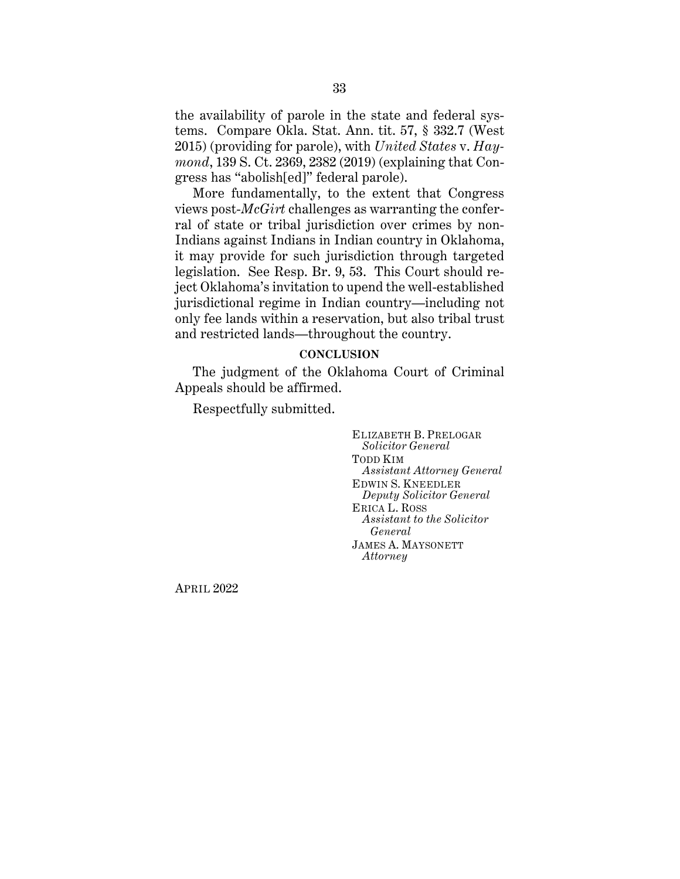the availability of parole in the state and federal systems. Compare Okla. Stat. Ann. tit. 57, § 332.7 (West 2015) (providing for parole), with *United States* v. *Haymond*, 139 S. Ct. 2369, 2382 (2019) (explaining that Congress has "abolish[ed]" federal parole).

More fundamentally, to the extent that Congress views post-*McGirt* challenges as warranting the conferral of state or tribal jurisdiction over crimes by non-Indians against Indians in Indian country in Oklahoma, it may provide for such jurisdiction through targeted legislation. See Resp. Br. 9, 53. This Court should reject Oklahoma's invitation to upend the well-established jurisdictional regime in Indian country—including not only fee lands within a reservation, but also tribal trust and restricted lands—throughout the country.

## CONCLUSION

The judgment of the Oklahoma Court of Criminal Appeals should be affirmed.

Respectfully submitted.

ELIZABETH B. PRELOGAR
*Solicitor General*
TODD KIM
*Assistant Attorney General*
EDWIN S. KNEEDLER
*Deputy Solicitor General*
ERICA L. ROSS
*Assistant to the Solicitor General*
JAMES A. MAYSONETT
*Attorney*

APRIL 2022